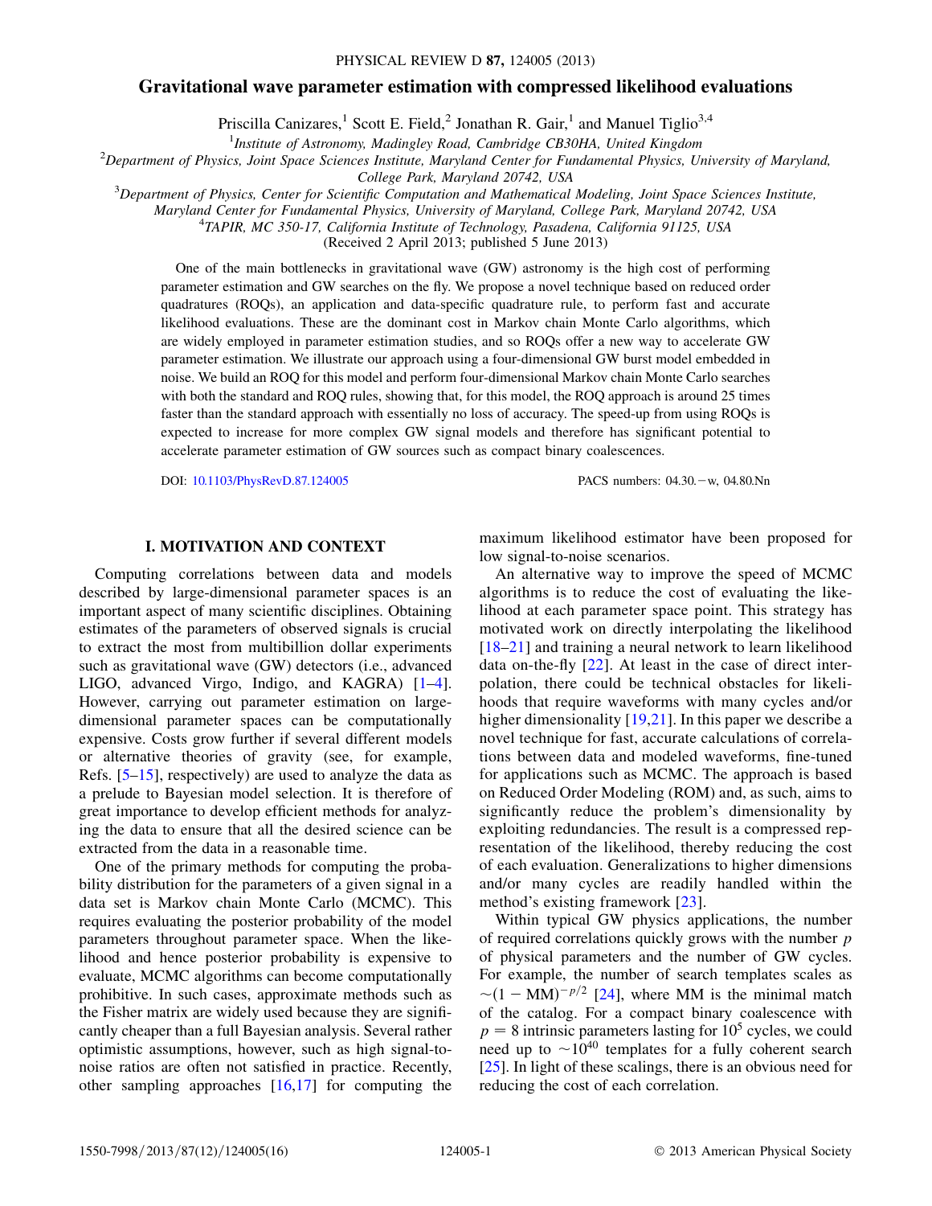# Gravitational wave parameter estimation with compressed likelihood evaluations

Priscilla Canizares,[1] Scott E. Field,[2] Jonathan R. Gair,[1] and Manuel Tiglio[3,4]

[1]*Institute of Astronomy, Madingley Road, Cambridge CB30HA, United Kingdom*

[2]*Department of Physics, Joint Space Sciences Institute, Maryland Center for Fundamental Physics, University of Maryland, College Park, Maryland 20742, USA*

[3]*Department of Physics, Center for Scientific Computation and Mathematical Modeling, Joint Space Sciences Institute, Maryland Center for Fundamental Physics, University of Maryland, College Park, Maryland 20742, USA*

[4]*TAPIR, MC 350-17, California Institute of Technology, Pasadena, California 91125, USA*

(Received 2 April 2013; published 5 June 2013)

One of the main bottlenecks in gravitational wave (GW) astronomy is the high cost of performing parameter estimation and GW searches on the fly. We propose a novel technique based on reduced order quadratures (ROQs), an application and data-specific quadrature rule, to perform fast and accurate likelihood evaluations. These are the dominant cost in Markov chain Monte Carlo algorithms, which are widely employed in parameter estimation studies, and so ROQs offer a new way to accelerate GW parameter estimation. We illustrate our approach using a four-dimensional GW burst model embedded in noise. We build an ROQ for this model and perform four-dimensional Markov chain Monte Carlo searches with both the standard and ROQ rules, showing that, for this model, the ROQ approach is around 25 times faster than the standard approach with essentially no loss of accuracy. The speed-up from using ROQs is expected to increase for more complex GW signal models and therefore has significant potential to accelerate parameter estimation of GW sources such as compact binary coalescences.

DOI: 10.1103/PhysRevD.87.124005 PACS numbers: 04.30.−w, 04.80.Nn

## I. MOTIVATION AND CONTEXT

Computing correlations between data and models described by large-dimensional parameter spaces is an important aspect of many scientific disciplines. Obtaining estimates of the parameters of observed signals is crucial to extract the most from multibillion dollar experiments such as gravitational wave (GW) detectors (i.e., advanced LIGO, advanced Virgo, Indigo, and KAGRA) [1–4]. However, carrying out parameter estimation on large-dimensional parameter spaces can be computationally expensive. Costs grow further if several different models or alternative theories of gravity (see, for example, Refs. [5–15], respectively) are used to analyze the data as a prelude to Bayesian model selection. It is therefore of great importance to develop efficient methods for analyzing the data to ensure that all the desired science can be extracted from the data in a reasonable time.

One of the primary methods for computing the probability distribution for the parameters of a given signal in a data set is Markov chain Monte Carlo (MCMC). This requires evaluating the posterior probability of the model parameters throughout parameter space. When the likelihood and hence posterior probability is expensive to evaluate, MCMC algorithms can become computationally prohibitive. In such cases, approximate methods such as the Fisher matrix are widely used because they are significantly cheaper than a full Bayesian analysis. Several rather optimistic assumptions, however, such as high signal-to-noise ratios are often not satisfied in practice. Recently, other sampling approaches [16,17] for computing the maximum likelihood estimator have been proposed for low signal-to-noise scenarios.

An alternative way to improve the speed of MCMC algorithms is to reduce the cost of evaluating the likelihood at each parameter space point. This strategy has motivated work on directly interpolating the likelihood [18–21] and training a neural network to learn likelihood data on-the-fly [22]. At least in the case of direct interpolation, there could be technical obstacles for likelihoods that require waveforms with many cycles and/or higher dimensionality [19,21]. In this paper we describe a novel technique for fast, accurate calculations of correlations between data and modeled waveforms, fine-tuned for applications such as MCMC. The approach is based on Reduced Order Modeling (ROM) and, as such, aims to significantly reduce the problem's dimensionality by exploiting redundancies. The result is a compressed representation of the likelihood, thereby reducing the cost of each evaluation. Generalizations to higher dimensions and/or many cycles are readily handled within the method's existing framework [23].

Within typical GW physics applications, the number of required correlations quickly grows with the number $p$ of physical parameters and the number of GW cycles. For example, the number of search templates scales as $\sim(1 - \mathrm{MM})^{-p/2}$ [24], where MM is the minimal match of the catalog. For a compact binary coalescence with $p = 8$ intrinsic parameters lasting for $10^5$ cycles, we could need up to $\sim 10^{40}$ templates for a fully coherent search [25]. In light of these scalings, there is an obvious need for reducing the cost of each correlation.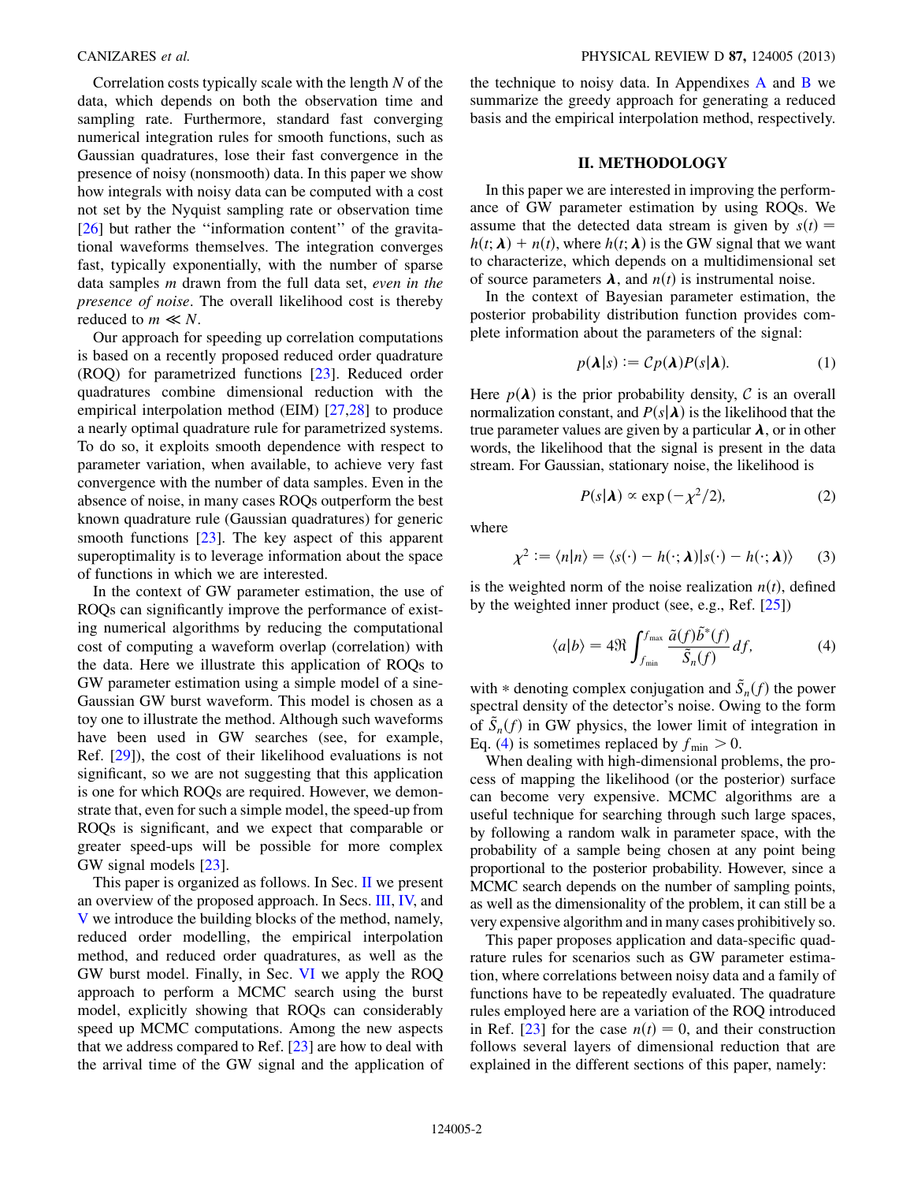Correlation costs typically scale with the length $N$ of the data, which depends on both the observation time and sampling rate. Furthermore, standard fast converging numerical integration rules for smooth functions, such as Gaussian quadratures, lose their fast convergence in the presence of noisy (nonsmooth) data. In this paper we show how integrals with noisy data can be computed with a cost not set by the Nyquist sampling rate or observation time [26] but rather the ''information content'' of the gravitational waveforms themselves. The integration converges fast, typically exponentially, with the number of sparse data samples $m$ drawn from the full data set, *even in the presence of noise*. The overall likelihood cost is thereby reduced to $m \ll N$.

Our approach for speeding up correlation computations is based on a recently proposed reduced order quadrature (ROQ) for parametrized functions [23]. Reduced order quadratures combine dimensional reduction with the empirical interpolation method (EIM) [27,28] to produce a nearly optimal quadrature rule for parametrized systems. To do so, it exploits smooth dependence with respect to parameter variation, when available, to achieve very fast convergence with the number of data samples. Even in the absence of noise, in many cases ROQs outperform the best known quadrature rule (Gaussian quadratures) for generic smooth functions [23]. The key aspect of this apparent superoptimality is to leverage information about the space of functions in which we are interested.

In the context of GW parameter estimation, the use of ROQs can significantly improve the performance of existing numerical algorithms by reducing the computational cost of computing a waveform overlap (correlation) with the data. Here we illustrate this application of ROQs to GW parameter estimation using a simple model of a sine-Gaussian GW burst waveform. This model is chosen as a toy one to illustrate the method. Although such waveforms have been used in GW searches (see, for example, Ref. [29]), the cost of their likelihood evaluations is not significant, so we are not suggesting that this application is one for which ROQs are required. However, we demonstrate that, even for such a simple model, the speed-up from ROQs is significant, and we expect that comparable or greater speed-ups will be possible for more complex GW signal models [23].

This paper is organized as follows. In Sec. II we present an overview of the proposed approach. In Secs. III, IV, and V we introduce the building blocks of the method, namely, reduced order modelling, the empirical interpolation method, and reduced order quadratures, as well as the GW burst model. Finally, in Sec. VI we apply the ROQ approach to perform a MCMC search using the burst model, explicitly showing that ROQs can considerably speed up MCMC computations. Among the new aspects that we address compared to Ref. [23] are how to deal with the arrival time of the GW signal and the application of the technique to noisy data. In Appendixes A and B we summarize the greedy approach for generating a reduced basis and the empirical interpolation method, respectively.

## II. METHODOLOGY

In this paper we are interested in improving the performance of GW parameter estimation by using ROQs. We assume that the detected data stream is given by $s(t) = h(t; \boldsymbol{\lambda}) + n(t)$, where $h(t; \boldsymbol{\lambda})$ is the GW signal that we want to characterize, which depends on a multidimensional set of source parameters $\boldsymbol{\lambda}$, and $n(t)$ is instrumental noise.

In the context of Bayesian parameter estimation, the posterior probability distribution function provides complete information about the parameters of the signal:

$$p(\boldsymbol{\lambda}|s) := \mathcal{C} p(\boldsymbol{\lambda}) P(s|\boldsymbol{\lambda}). \tag{1}$$

Here $p(\boldsymbol{\lambda})$ is the prior probability density, $\mathcal{C}$ is an overall normalization constant, and $P(s|\boldsymbol{\lambda})$ is the likelihood that the true parameter values are given by a particular $\boldsymbol{\lambda}$, or in other words, the likelihood that the signal is present in the data stream. For Gaussian, stationary noise, the likelihood is

$$P(s|\boldsymbol{\lambda}) \propto \exp(-\chi^2/2), \tag{2}$$

where

$$\chi^2 := \langle n|n\rangle = \langle s(\cdot) - h(\cdot; \boldsymbol{\lambda})|s(\cdot) - h(\cdot; \boldsymbol{\lambda})\rangle \tag{3}$$

is the weighted norm of the noise realization $n(t)$, defined by the weighted inner product (see, e.g., Ref. [25])

$$\langle a|b\rangle = 4\Re \int_{f_{\min}}^{f_{\max}} \frac{\tilde{a}(f)\tilde{b}^*(f)}{\tilde{S}_n(f)} df, \tag{4}$$

with $*$ denoting complex conjugation and $\tilde{S}_n(f)$ the power spectral density of the detector's noise. Owing to the form of $\tilde{S}_n(f)$ in GW physics, the lower limit of integration in Eq. (4) is sometimes replaced by $f_{\min} > 0$.

When dealing with high-dimensional problems, the process of mapping the likelihood (or the posterior) surface can become very expensive. MCMC algorithms are a useful technique for searching through such large spaces, by following a random walk in parameter space, with the probability of a sample being chosen at any point being proportional to the posterior probability. However, since a MCMC search depends on the number of sampling points, as well as the dimensionality of the problem, it can still be a very expensive algorithm and in many cases prohibitively so.

This paper proposes application and data-specific quadrature rules for scenarios such as GW parameter estimation, where correlations between noisy data and a family of functions have to be repeatedly evaluated. The quadrature rules employed here are a variation of the ROQ introduced in Ref. [23] for the case $n(t) = 0$, and their construction follows several layers of dimensional reduction that are explained in the different sections of this paper, namely: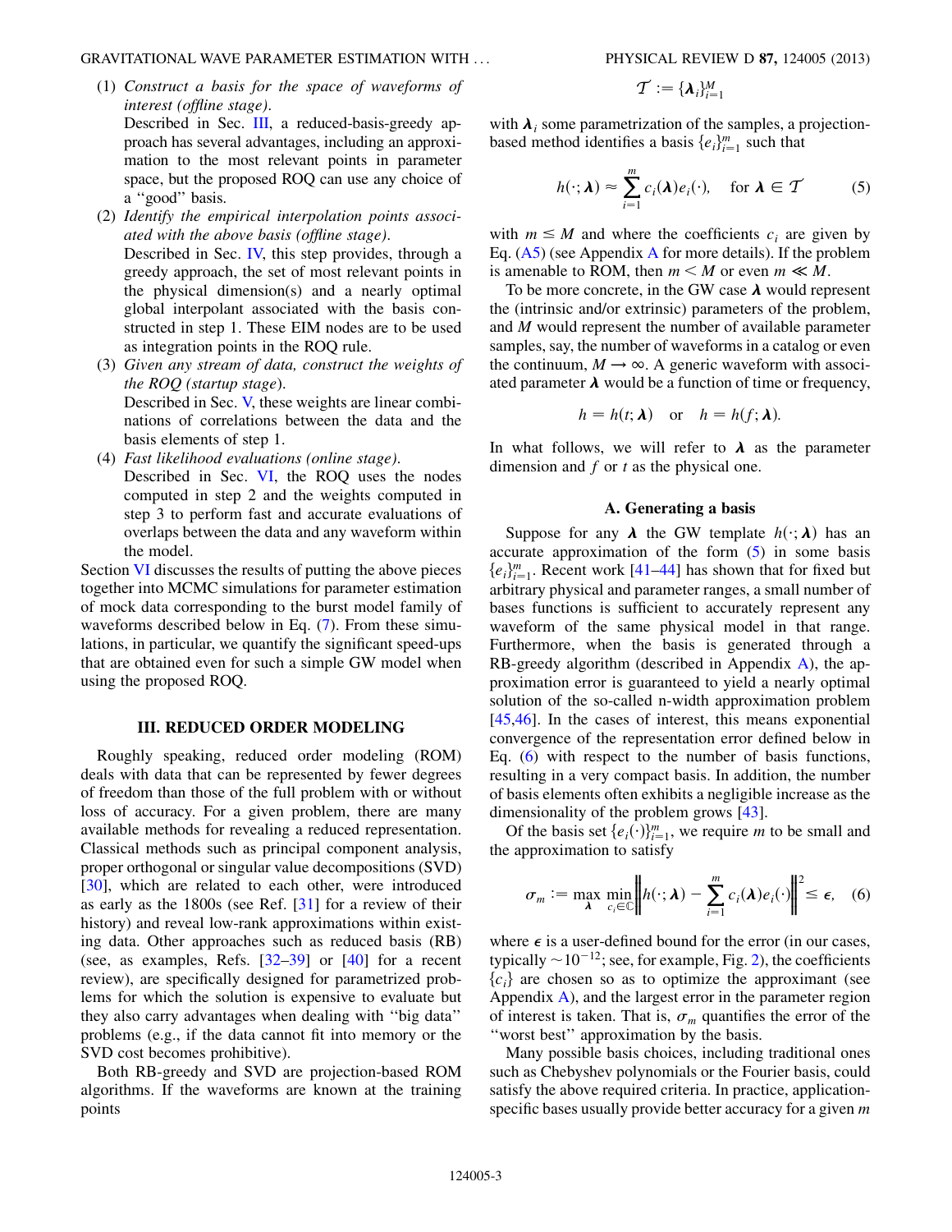(1) *Construct a basis for the space of waveforms of interest (offline stage).*
Described in Sec. III, a reduced-basis-greedy approach has several advantages, including an approximation to the most relevant points in parameter space, but the proposed ROQ can use any choice of a "good" basis.

(2) *Identify the empirical interpolation points associated with the above basis (offline stage).*
Described in Sec. IV, this step provides, through a greedy approach, the set of most relevant points in the physical dimension(s) and a nearly optimal global interpolant associated with the basis constructed in step 1. These EIM nodes are to be used as integration points in the ROQ rule.

(3) *Given any stream of data, construct the weights of the ROQ (startup stage).*
Described in Sec. V, these weights are linear combinations of correlations between the data and the basis elements of step 1.

(4) *Fast likelihood evaluations (online stage).*
Described in Sec. VI, the ROQ uses the nodes computed in step 2 and the weights computed in step 3 to perform fast and accurate evaluations of overlaps between the data and any waveform within the model.

Section VI discusses the results of putting the above pieces together into MCMC simulations for parameter estimation of mock data corresponding to the burst model family of waveforms described below in Eq. (7). From these simulations, in particular, we quantify the significant speed-ups that are obtained even for such a simple GW model when using the proposed ROQ.

## III. REDUCED ORDER MODELING

Roughly speaking, reduced order modeling (ROM) deals with data that can be represented by fewer degrees of freedom than those of the full problem with or without loss of accuracy. For a given problem, there are many available methods for revealing a reduced representation. Classical methods such as principal component analysis, proper orthogonal or singular value decompositions (SVD) [30], which are related to each other, were introduced as early as the 1800s (see Ref. [31] for a review of their history) and reveal low-rank approximations within existing data. Other approaches such as reduced basis (RB) (see, as examples, Refs. [32–39] or [40] for a recent review), are specifically designed for parametrized problems for which the solution is expensive to evaluate but they also carry advantages when dealing with "big data" problems (e.g., if the data cannot fit into memory or the SVD cost becomes prohibitive).

Both RB-greedy and SVD are projection-based ROM algorithms. If the waveforms are known at the training points

$$\mathcal{T} := \{\boldsymbol{\lambda}_i\}_{i=1}^{M}$$

with $\boldsymbol{\lambda}_i$ some parametrization of the samples, a projection-based method identifies a basis $\{e_i\}_{i=1}^{m}$ such that

$$h(\cdot;\boldsymbol{\lambda}) \approx \sum_{i=1}^{m} c_i(\boldsymbol{\lambda}) e_i(\cdot), \quad \text{for } \boldsymbol{\lambda} \in \mathcal{T} \tag{5}$$

with $m \le M$ and where the coefficients $c_i$ are given by Eq. (A5) (see Appendix A for more details). If the problem is amenable to ROM, then $m < M$ or even $m \ll M$.

To be more concrete, in the GW case $\boldsymbol{\lambda}$ would represent the (intrinsic and/or extrinsic) parameters of the problem, and $M$ would represent the number of available parameter samples, say, the number of waveforms in a catalog or even the continuum, $M \to \infty$. A generic waveform with associated parameter $\boldsymbol{\lambda}$ would be a function of time or frequency,

$$h = h(t;\boldsymbol{\lambda}) \quad \text{or} \quad h = h(f;\boldsymbol{\lambda}).$$

In what follows, we will refer to $\boldsymbol{\lambda}$ as the parameter dimension and $f$ or $t$ as the physical one.

### A. Generating a basis

Suppose for any $\boldsymbol{\lambda}$ the GW template $h(\cdot;\boldsymbol{\lambda})$ has an accurate approximation of the form (5) in some basis $\{e_i\}_{i=1}^{m}$. Recent work [41–44] has shown that for fixed but arbitrary physical and parameter ranges, a small number of bases functions is sufficient to accurately represent any waveform of the same physical model in that range. Furthermore, when the basis is generated through a RB-greedy algorithm (described in Appendix A), the approximation error is guaranteed to yield a nearly optimal solution of the so-called n-width approximation problem [45,46]. In the cases of interest, this means exponential convergence of the representation error defined below in Eq. (6) with respect to the number of basis functions, resulting in a very compact basis. In addition, the number of basis elements often exhibits a negligible increase as the dimensionality of the problem grows [43].

Of the basis set $\{e_i(\cdot)\}_{i=1}^{m}$, we require $m$ to be small and the approximation to satisfy

$$\sigma_m := \max_{\boldsymbol{\lambda}} \min_{c_i \in \mathbb{C}} \left\| h(\cdot;\boldsymbol{\lambda}) - \sum_{i=1}^{m} c_i(\boldsymbol{\lambda}) e_i(\cdot) \right\|^2 \le \epsilon, \tag{6}$$

where $\epsilon$ is a user-defined bound for the error (in our cases, typically $\sim 10^{-12}$; see, for example, Fig. 2), the coefficients $\{c_i\}$ are chosen so as to optimize the approximant (see Appendix A), and the largest error in the parameter region of interest is taken. That is, $\sigma_m$ quantifies the error of the "worst best" approximation by the basis.

Many possible basis choices, including traditional ones such as Chebyshev polynomials or the Fourier basis, could satisfy the above required criteria. In practice, application-specific bases usually provide better accuracy for a given $m$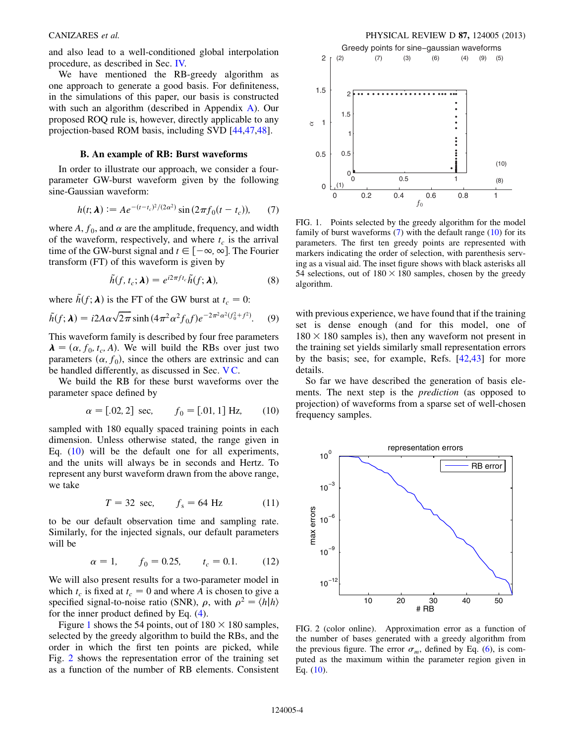and also lead to a well-conditioned global interpolation procedure, as described in Sec. IV.

We have mentioned the RB-greedy algorithm as one approach to generate a good basis. For definiteness, in the simulations of this paper, our basis is constructed with such an algorithm (described in Appendix A). Our proposed ROQ rule is, however, directly applicable to any projection-based ROM basis, including SVD [44,47,48].

### B. An example of RB: Burst waveforms

In order to illustrate our approach, we consider a four-parameter GW-burst waveform given by the following sine-Gaussian waveform:

$$h(t; \boldsymbol{\lambda}) := Ae^{-(t-t_c)^2/(2\alpha^2)} \sin(2\pi f_0(t - t_c)), \qquad (7)$$

where $A$, $f_0$, and $\alpha$ are the amplitude, frequency, and width of the waveform, respectively, and where $t_c$ is the arrival time of the GW-burst signal and $t \in [-\infty, \infty]$. The Fourier transform (FT) of this waveform is given by

$$\tilde{h}(f, t_c; \boldsymbol{\lambda}) = e^{i2\pi f t_c}\tilde{h}(f; \boldsymbol{\lambda}), \qquad (8)$$

where $\tilde{h}(f; \boldsymbol{\lambda})$ is the FT of the GW burst at $t_c = 0$:

$$\tilde{h}(f; \boldsymbol{\lambda}) = i2A\alpha\sqrt{2\pi}\sinh(4\pi^2\alpha^2 f_0 f)e^{-2\pi^2\alpha^2(f_0^2+f^2)}. \qquad (9)$$

This waveform family is described by four free parameters $\boldsymbol{\lambda} = (\alpha, f_0, t_c, A)$. We will build the RBs over just two parameters $(\alpha, f_0)$, since the others are extrinsic and can be handled differently, as discussed in Sec. V C.

We build the RB for these burst waveforms over the parameter space defined by

$$\alpha = [.02, 2] \text{ sec}, \qquad f_0 = [.01, 1] \text{ Hz}, \qquad (10)$$

sampled with 180 equally spaced training points in each dimension. Unless otherwise stated, the range given in Eq. (10) will be the default one for all experiments, and the units will always be in seconds and Hertz. To represent any burst waveform drawn from the above range, we take

$$T = 32 \text{ sec}, \qquad f_s = 64 \text{ Hz} \qquad (11)$$

to be our default observation time and sampling rate. Similarly, for the injected signals, our default parameters will be

$$\alpha = 1, \qquad f_0 = 0.25, \qquad t_c = 0.1. \qquad (12)$$

We will also present results for a two-parameter model in which $t_c$ is fixed at $t_c = 0$ and where $A$ is chosen to give a specified signal-to-noise ratio (SNR), $\rho$, with $\rho^2 = \langle h|h\rangle$ for the inner product defined by Eq. (4).

Figure 1 shows the 54 points, out of $180 \times 180$ samples, selected by the greedy algorithm to build the RBs, and the order in which the first ten points are picked, while Fig. 2 shows the representation error of the training set as a function of the number of RB elements. Consistent

Greedy points for sine−gaussian waveforms

FIG. 1. Points selected by the greedy algorithm for the model family of burst waveforms (7) with the default range (10) for its parameters. The first ten greedy points are represented with markers indicating the order of selection, with parenthesis serving as a visual aid. The inset figure shows with black asterisks all 54 selections, out of $180 \times 180$ samples, chosen by the greedy algorithm.

with previous experience, we have found that if the training set is dense enough (and for this model, one of $180 \times 180$ samples is), then any waveform not present in the training set yields similarly small representation errors by the basis; see, for example, Refs. [42,43] for more details.

So far we have described the generation of basis elements. The next step is the *prediction* (as opposed to projection) of waveforms from a sparse set of well-chosen frequency samples.

representation errors

FIG. 2 (color online). Approximation error as a function of the number of bases generated with a greedy algorithm from the previous figure. The error $\sigma_m$, defined by Eq. (6), is computed as the maximum within the parameter region given in Eq. (10).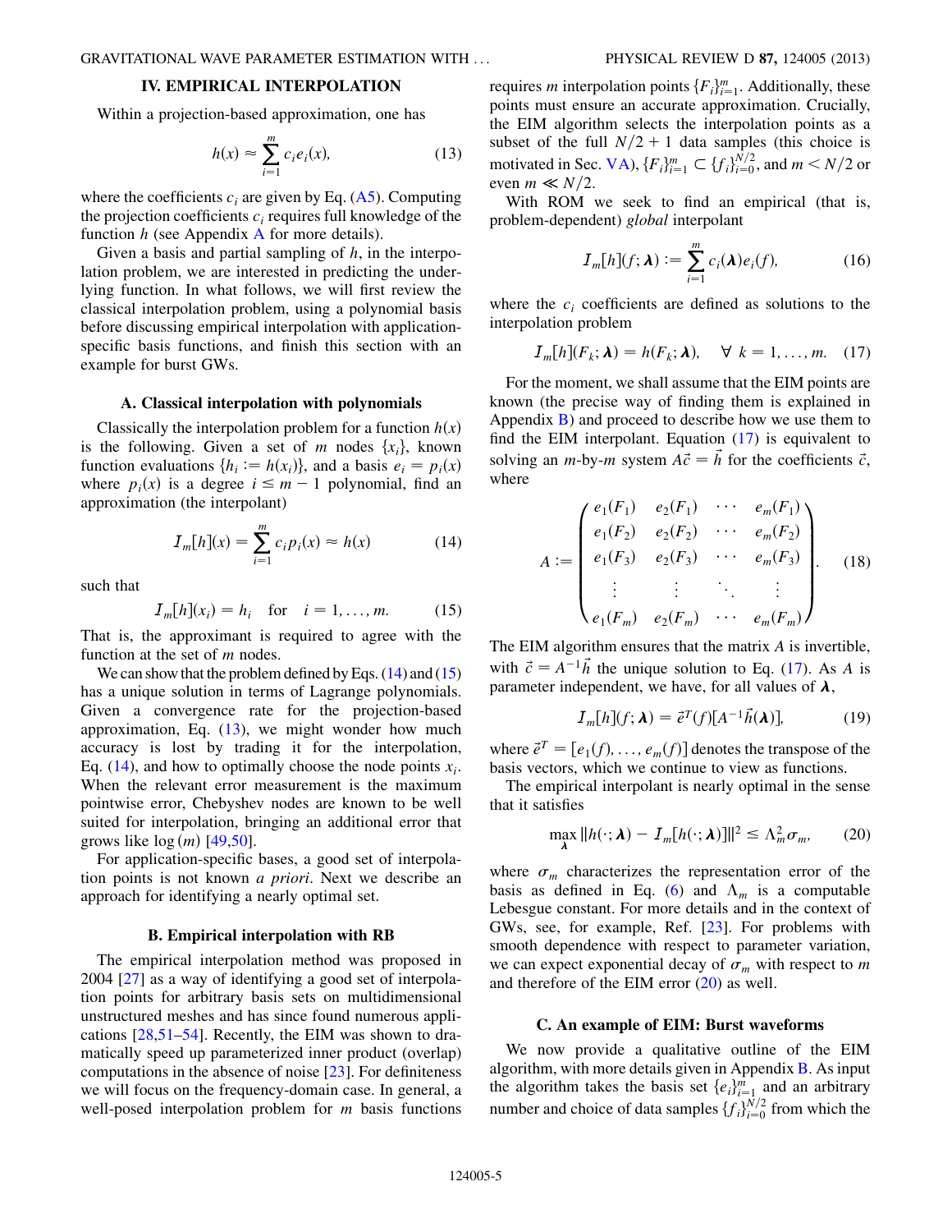## IV. EMPIRICAL INTERPOLATION

Within a projection-based approximation, one has

$$h(x) \approx \sum_{i=1}^{m} c_i e_i(x), \tag{13}$$

where the coefficients $c_i$ are given by Eq. (A5). Computing the projection coefficients $c_i$ requires full knowledge of the function $h$ (see Appendix A for more details).

Given a basis and partial sampling of $h$, in the interpolation problem, we are interested in predicting the underlying function. In what follows, we will first review the classical interpolation problem, using a polynomial basis before discussing empirical interpolation with application-specific basis functions, and finish this section with an example for burst GWs.

### A. Classical interpolation with polynomials

Classically the interpolation problem for a function $h(x)$ is the following. Given a set of $m$ nodes $\{x_i\}$, known function evaluations $\{h_i := h(x_i)\}$, and a basis $e_i = p_i(x)$ where $p_i(x)$ is a degree $i \leq m-1$ polynomial, find an approximation (the interpolant)

$$\mathcal{I}_m[h](x) = \sum_{i=1}^{m} c_i p_i(x) \approx h(x) \tag{14}$$

such that

$$\mathcal{I}_m[h](x_i) = h_i \quad \text{for} \quad i = 1, \ldots, m. \tag{15}$$

That is, the approximant is required to agree with the function at the set of $m$ nodes.

We can show that the problem defined by Eqs. (14) and (15) has a unique solution in terms of Lagrange polynomials. Given a convergence rate for the projection-based approximation, Eq. (13), we might wonder how much accuracy is lost by trading it for the interpolation, Eq. (14), and how to optimally choose the node points $x_i$. When the relevant error measurement is the maximum pointwise error, Chebyshev nodes are known to be well suited for interpolation, bringing an additional error that grows like $\log(m)$ [49,50].

For application-specific bases, a good set of interpolation points is not known *a priori*. Next we describe an approach for identifying a nearly optimal set.

### B. Empirical interpolation with RB

The empirical interpolation method was proposed in 2004 [27] as a way of identifying a good set of interpolation points for arbitrary basis sets on multidimensional unstructured meshes and has since found numerous applications [28,51–54]. Recently, the EIM was shown to dramatically speed up parameterized inner product (overlap) computations in the absence of noise [23]. For definiteness we will focus on the frequency-domain case. In general, a well-posed interpolation problem for $m$ basis functions requires $m$ interpolation points $\{F_i\}_{i=1}^{m}$. Additionally, these points must ensure an accurate approximation. Crucially, the EIM algorithm selects the interpolation points as a subset of the full $N/2+1$ data samples (this choice is motivated in Sec. VA), $\{F_i\}_{i=1}^{m} \subset \{f_i\}_{i=0}^{N/2}$, and $m < N/2$ or even $m \ll N/2$.

With ROM we seek to find an empirical (that is, problem-dependent) *global* interpolant

$$\mathcal{I}_m[h](f;\boldsymbol{\lambda}) := \sum_{i=1}^{m} c_i(\boldsymbol{\lambda}) e_i(f), \tag{16}$$

where the $c_i$ coefficients are defined as solutions to the interpolation problem

$$\mathcal{I}_m[h](F_k;\boldsymbol{\lambda}) = h(F_k;\boldsymbol{\lambda}), \quad \forall\ k = 1, \ldots, m. \tag{17}$$

For the moment, we shall assume that the EIM points are known (the precise way of finding them is explained in Appendix B) and proceed to describe how we use them to find the EIM interpolant. Equation (17) is equivalent to solving an $m$-by-$m$ system $A\vec{c} = \vec{h}$ for the coefficients $\vec{c}$, where

$$A := \begin{pmatrix} e_1(F_1) & e_2(F_1) & \cdots & e_m(F_1) \\ e_1(F_2) & e_2(F_2) & \cdots & e_m(F_2) \\ e_1(F_3) & e_2(F_3) & \cdots & e_m(F_3) \\ \vdots & \vdots & \ddots & \vdots \\ e_1(F_m) & e_2(F_m) & \cdots & e_m(F_m) \end{pmatrix}. \tag{18}$$

The EIM algorithm ensures that the matrix $A$ is invertible, with $\vec{c} = A^{-1}\vec{h}$ the unique solution to Eq. (17). As $A$ is parameter independent, we have, for all values of $\boldsymbol{\lambda}$,

$$\mathcal{I}_m[h](f;\boldsymbol{\lambda}) = \vec{e}^{T}(f)[A^{-1}\vec{h}(\boldsymbol{\lambda})], \tag{19}$$

where $\vec{e}^{T} = [e_1(f), \ldots, e_m(f)]$ denotes the transpose of the basis vectors, which we continue to view as functions.

The empirical interpolant is nearly optimal in the sense that it satisfies

$$\max_{\boldsymbol{\lambda}} \| h(\cdot;\boldsymbol{\lambda}) - \mathcal{I}_m[h(\cdot;\boldsymbol{\lambda})] \|^2 \leq \Lambda_m^2 \sigma_m, \tag{20}$$

where $\sigma_m$ characterizes the representation error of the basis as defined in Eq. (6) and $\Lambda_m$ is a computable Lebesgue constant. For more details and in the context of GWs, see, for example, Ref. [23]. For problems with smooth dependence with respect to parameter variation, we can expect exponential decay of $\sigma_m$ with respect to $m$ and therefore of the EIM error (20) as well.

### C. An example of EIM: Burst waveforms

We now provide a qualitative outline of the EIM algorithm, with more details given in Appendix B. As input the algorithm takes the basis set $\{e_i\}_{i=1}^{m}$ and an arbitrary number and choice of data samples $\{f_i\}_{i=0}^{N/2}$ from which the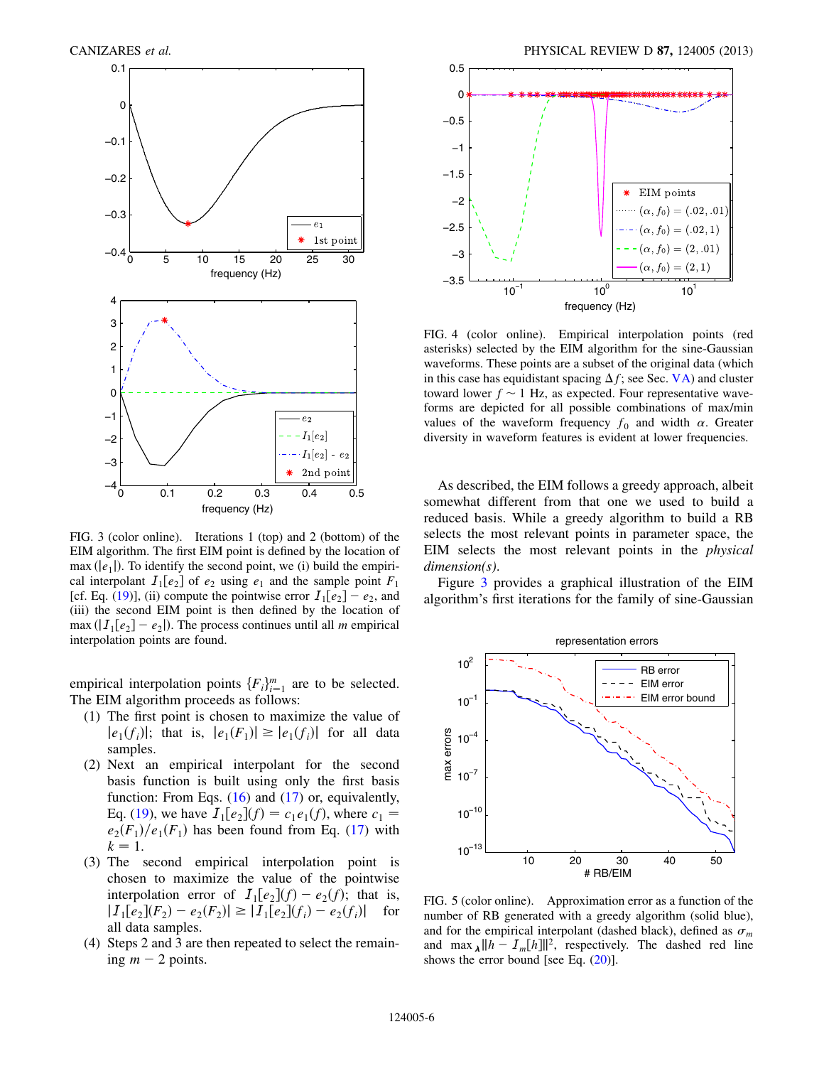FIG. 3 (color online). Iterations 1 (top) and 2 (bottom) of the EIM algorithm. The first EIM point is defined by the location of $\max(|e_1|)$. To identify the second point, we (i) build the empirical interpolant $\mathcal{I}_1[e_2]$ of $e_2$ using $e_1$ and the sample point $F_1$ [cf. Eq. (19)], (ii) compute the pointwise error $\mathcal{I}_1[e_2] - e_2$, and (iii) the second EIM point is then defined by the location of $\max(|\mathcal{I}_1[e_2] - e_2|)$. The process continues until all $m$ empirical interpolation points are found.

empirical interpolation points $\{F_i\}_{i=1}^m$ are to be selected. The EIM algorithm proceeds as follows:

1. The first point is chosen to maximize the value of $|e_1(f_i)|$; that is, $|e_1(F_1)| \geq |e_1(f_i)|$ for all data samples.
2. Next an empirical interpolant for the second basis function is built using only the first basis function: From Eqs. (16) and (17) or, equivalently, Eq. (19), we have $\mathcal{I}_1[e_2](f) = c_1 e_1(f)$, where $c_1 = e_2(F_1)/e_1(F_1)$ has been found from Eq. (17) with $k = 1$.
3. The second empirical interpolation point is chosen to maximize the value of the pointwise interpolation error of $\mathcal{I}_1[e_2](f) - e_2(f)$; that is, $|\mathcal{I}_1[e_2](F_2) - e_2(F_2)| \geq |\mathcal{I}_1[e_2](f_i) - e_2(f_i)|$ for all data samples.
4. Steps 2 and 3 are then repeated to select the remaining $m - 2$ points.

FIG. 4 (color online). Empirical interpolation points (red asterisks) selected by the EIM algorithm for the sine-Gaussian waveforms. These points are a subset of the original data (which in this case has equidistant spacing $\Delta f$; see Sec. V A) and cluster toward lower $f \sim 1$ Hz, as expected. Four representative waveforms are depicted for all possible combinations of max/min values of the waveform frequency $f_0$ and width $\alpha$. Greater diversity in waveform features is evident at lower frequencies.

As described, the EIM follows a greedy approach, albeit somewhat different from that one we used to build a reduced basis. While a greedy algorithm to build a RB selects the most relevant points in parameter space, the EIM selects the most relevant points in the *physical dimension(s)*.

Figure 3 provides a graphical illustration of the EIM algorithm's first iterations for the family of sine-Gaussian

FIG. 5 (color online). Approximation error as a function of the number of RB generated with a greedy algorithm (solid blue), and for the empirical interpolant (dashed black), defined as $\sigma_m$ and $\max_\lambda \|h - \mathcal{I}_m[h]\|^2$, respectively. The dashed red line shows the error bound [see Eq. (20)].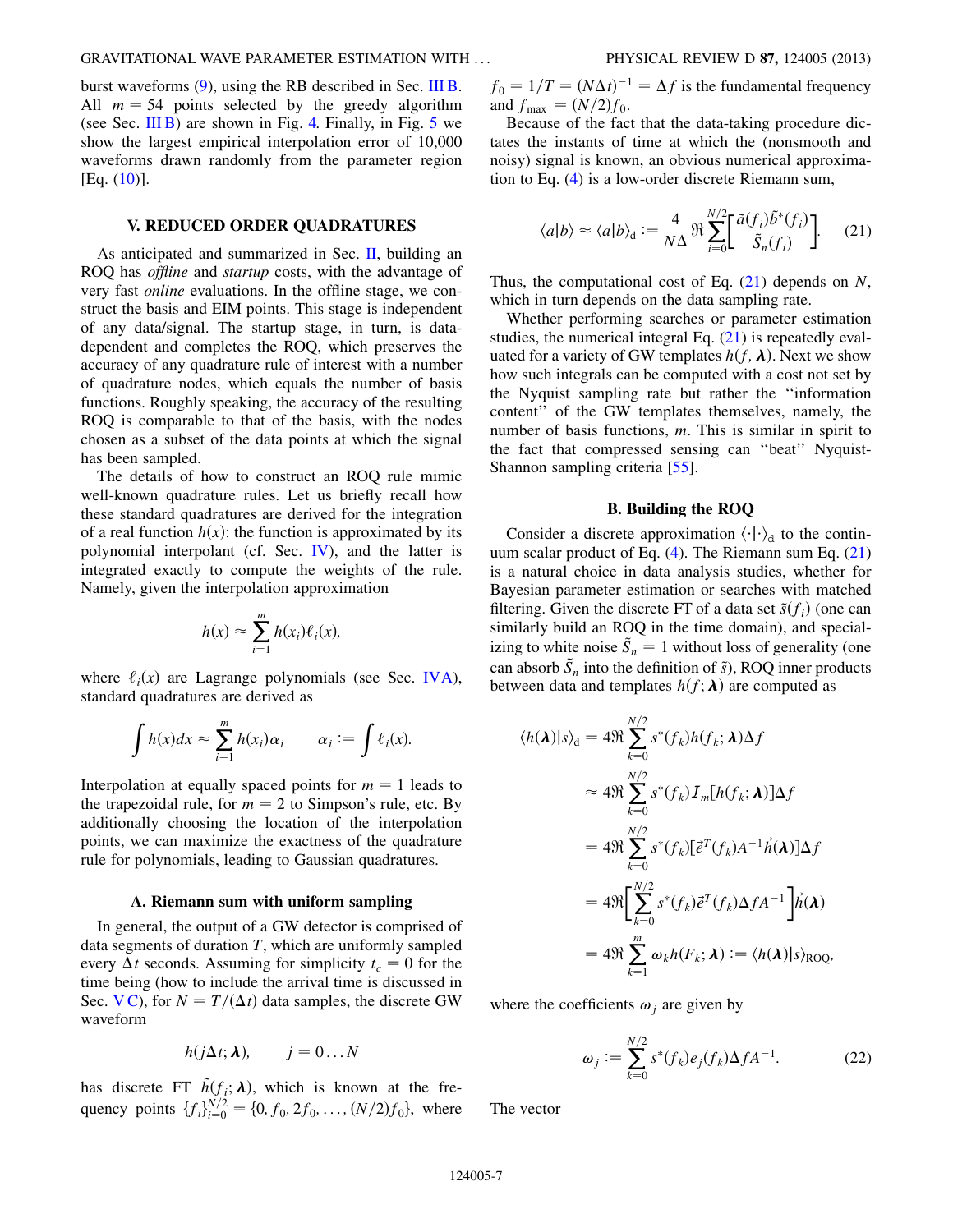burst waveforms (9), using the RB described in Sec. III B. All $m = 54$ points selected by the greedy algorithm (see Sec. III B) are shown in Fig. 4. Finally, in Fig. 5 we show the largest empirical interpolation error of 10,000 waveforms drawn randomly from the parameter region [Eq. (10)].

## V. REDUCED ORDER QUADRATURES

As anticipated and summarized in Sec. II, building an ROQ has *offline* and *startup* costs, with the advantage of very fast *online* evaluations. In the offline stage, we construct the basis and EIM points. This stage is independent of any data/signal. The startup stage, in turn, is data-dependent and completes the ROQ, which preserves the accuracy of any quadrature rule of interest with a number of quadrature nodes, which equals the number of basis functions. Roughly speaking, the accuracy of the resulting ROQ is comparable to that of the basis, with the nodes chosen as a subset of the data points at which the signal has been sampled.

The details of how to construct an ROQ rule mimic well-known quadrature rules. Let us briefly recall how these standard quadratures are derived for the integration of a real function $h(x)$: the function is approximated by its polynomial interpolant (cf. Sec. IV), and the latter is integrated exactly to compute the weights of the rule. Namely, given the interpolation approximation

$$h(x) \approx \sum_{i=1}^{m} h(x_i)\ell_i(x),$$

where $\ell_i(x)$ are Lagrange polynomials (see Sec. IVA), standard quadratures are derived as

$$\int h(x)dx \approx \sum_{i=1}^{m} h(x_i)\alpha_i \qquad \alpha_i := \int \ell_i(x).$$

Interpolation at equally spaced points for $m = 1$ leads to the trapezoidal rule, for $m = 2$ to Simpson's rule, etc. By additionally choosing the location of the interpolation points, we can maximize the exactness of the quadrature rule for polynomials, leading to Gaussian quadratures.

### A. Riemann sum with uniform sampling

In general, the output of a GW detector is comprised of data segments of duration $T$, which are uniformly sampled every $\Delta t$ seconds. Assuming for simplicity $t_c = 0$ for the time being (how to include the arrival time is discussed in Sec. V C), for $N = T/(\Delta t)$ data samples, the discrete GW waveform

$$h(j\Delta t; \boldsymbol{\lambda}), \qquad j = 0 \ldots N$$

has discrete FT $\tilde{h}(f_i; \boldsymbol{\lambda})$, which is known at the frequency points $\{f_i\}_{i=0}^{N/2} = \{0, f_0, 2f_0, \ldots, (N/2)f_0\}$, where $f_0 = 1/T = (N\Delta t)^{-1} = \Delta f$ is the fundamental frequency and $f_{\max} = (N/2)f_0$.

Because of the fact that the data-taking procedure dictates the instants of time at which the (nonsmooth and noisy) signal is known, an obvious numerical approximation to Eq. (4) is a low-order discrete Riemann sum,

$$\langle a|b\rangle \approx \langle a|b\rangle_{\rm d} := \frac{4}{N\Delta}\Re\sum_{i=0}^{N/2}\left[\frac{\tilde{a}(f_i)\tilde{b}^*(f_i)}{\tilde{S}_n(f_i)}\right]. \tag{21}$$

Thus, the computational cost of Eq. (21) depends on $N$, which in turn depends on the data sampling rate.

Whether performing searches or parameter estimation studies, the numerical integral Eq. (21) is repeatedly evaluated for a variety of GW templates $h(f, \boldsymbol{\lambda})$. Next we show how such integrals can be computed with a cost not set by the Nyquist sampling rate but rather the "information content" of the GW templates themselves, namely, the number of basis functions, $m$. This is similar in spirit to the fact that compressed sensing can "beat" Nyquist-Shannon sampling criteria [55].

### B. Building the ROQ

Consider a discrete approximation $\langle\cdot|\cdot\rangle_{\rm d}$ to the continuum scalar product of Eq. (4). The Riemann sum Eq. (21) is a natural choice in data analysis studies, whether for Bayesian parameter estimation or searches with matched filtering. Given the discrete FT of a data set $\tilde{s}(f_i)$ (one can similarly build an ROQ in the time domain), and specializing to white noise $\tilde{S}_n = 1$ without loss of generality (one can absorb $\tilde{S}_n$ into the definition of $\tilde{s}$), ROQ inner products between data and templates $h(f; \boldsymbol{\lambda})$ are computed as

$$\begin{aligned}
\langle h(\boldsymbol{\lambda})|s\rangle_{\rm d} &= 4\Re\sum_{k=0}^{N/2} s^*(f_k)h(f_k;\boldsymbol{\lambda})\Delta f \\
&\approx 4\Re\sum_{k=0}^{N/2} s^*(f_k)\mathcal{I}_m[h(f_k;\boldsymbol{\lambda})]\Delta f \\
&= 4\Re\sum_{k=0}^{N/2} s^*(f_k)[\vec{e}^{\,T}(f_k)A^{-1}\vec{h}(\boldsymbol{\lambda})]\Delta f \\
&= 4\Re\left[\sum_{k=0}^{N/2} s^*(f_k)\vec{e}^{\,T}(f_k)\Delta f A^{-1}\right]\vec{h}(\boldsymbol{\lambda}) \\
&= 4\Re\sum_{k=1}^{m}\omega_k h(F_k;\boldsymbol{\lambda}) := \langle h(\boldsymbol{\lambda})|s\rangle_{\rm ROQ},
\end{aligned}$$

where the coefficients $\omega_j$ are given by

$$\omega_j := \sum_{k=0}^{N/2} s^*(f_k)e_j(f_k)\Delta f A^{-1}. \tag{22}$$

The vector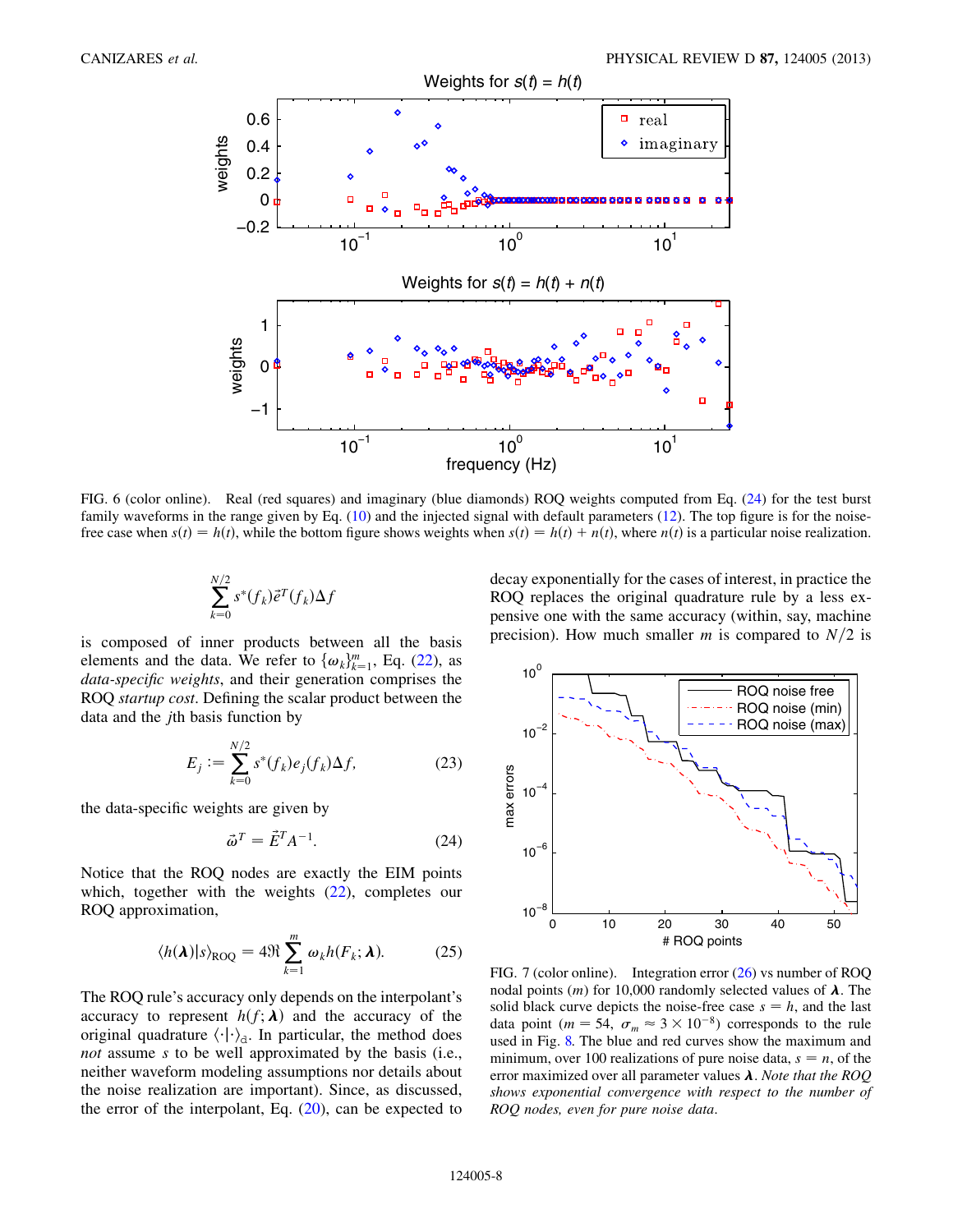Weights for $s(t) = h(t)$

0.6
0.4
0.2
0
−0.2

weights

real
imaginary

$10^{-1}$
$10^{0}$
$10^{1}$

Weights for $s(t) = h(t) + n(t)$

1
0
−1

weights

$10^{-1}$
$10^{0}$
$10^{1}$

frequency (Hz)

FIG. 6 (color online). Real (red squares) and imaginary (blue diamonds) ROQ weights computed from Eq. (24) for the test burst family waveforms in the range given by Eq. (10) and the injected signal with default parameters (12). The top figure is for the noise-free case when $s(t) = h(t)$, while the bottom figure shows weights when $s(t) = h(t) + n(t)$, where $n(t)$ is a particular noise realization.

$$\sum_{k=0}^{N/2} s^*(f_k)\vec{e}^T(f_k)\Delta f$$

is composed of inner products between all the basis elements and the data. We refer to $\{\omega_k\}_{k=1}^m$, Eq. (22), as *data-specific weights*, and their generation comprises the ROQ *startup cost*. Defining the scalar product between the data and the $j$th basis function by

$$E_j := \sum_{k=0}^{N/2} s^*(f_k)e_j(f_k)\Delta f, \tag{23}$$

the data-specific weights are given by

$$\vec{\omega}^T = \vec{E}^T A^{-1}. \tag{24}$$

Notice that the ROQ nodes are exactly the EIM points which, together with the weights (22), completes our ROQ approximation,

$$\langle h(\boldsymbol{\lambda})|s\rangle_{\mathrm{ROQ}} = 4\Re \sum_{k=1}^{m} \omega_k h(F_k;\boldsymbol{\lambda}). \tag{25}$$

The ROQ rule's accuracy only depends on the interpolant's accuracy to represent $h(f;\boldsymbol{\lambda})$ and the accuracy of the original quadrature $\langle\cdot|\cdot\rangle_{\mathrm{d}}$. In particular, the method does *not* assume $s$ to be well approximated by the basis (i.e., neither waveform modeling assumptions nor details about the noise realization are important). Since, as discussed, the error of the interpolant, Eq. (20), can be expected to decay exponentially for the cases of interest, in practice the ROQ replaces the original quadrature rule by a less expensive one with the same accuracy (within, say, machine precision). How much smaller $m$ is compared to $N/2$ is

$10^{0}$
$10^{-2}$
$10^{-4}$
$10^{-6}$
$10^{-8}$

max errors

ROQ noise free
ROQ noise (min)
ROQ noise (max)

0
10
20
30
40
50

# ROQ points

FIG. 7 (color online). Integration error (26) vs number of ROQ nodal points ($m$) for 10,000 randomly selected values of $\boldsymbol{\lambda}$. The solid black curve depicts the noise-free case $s = h$, and the last data point ($m = 54$, $\sigma_m \approx 3 \times 10^{-8}$) corresponds to the rule used in Fig. 8. The blue and red curves show the maximum and minimum, over 100 realizations of pure noise data, $s = n$, of the error maximized over all parameter values $\boldsymbol{\lambda}$. *Note that the ROQ shows exponential convergence with respect to the number of ROQ nodes, even for pure noise data.*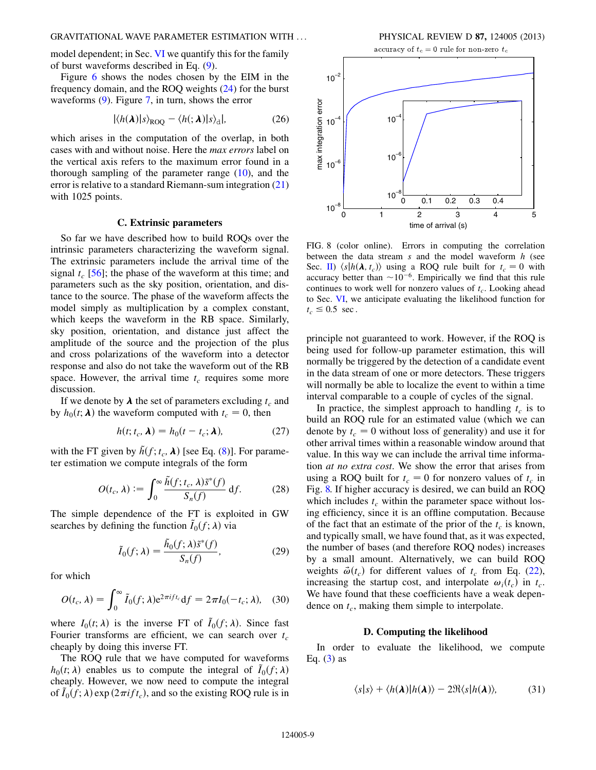model dependent; in Sec. VI we quantify this for the family of burst waveforms described in Eq. (9).

Figure 6 shows the nodes chosen by the EIM in the frequency domain, and the ROQ weights (24) for the burst waveforms (9). Figure 7, in turn, shows the error

$$|\langle h(\boldsymbol{\lambda})|s\rangle_{\rm ROQ} - \langle h(;\boldsymbol{\lambda})|s\rangle_{\rm d}|, \tag{26}$$

which arises in the computation of the overlap, in both cases with and without noise. Here the *max errors* label on the vertical axis refers to the maximum error found in a thorough sampling of the parameter range (10), and the error is relative to a standard Riemann-sum integration (21) with 1025 points.

### C. Extrinsic parameters

So far we have described how to build ROQs over the intrinsic parameters characterizing the waveform signal. The extrinsic parameters include the arrival time of the signal $t_c$ [56]; the phase of the waveform at this time; and parameters such as the sky position, orientation, and distance to the source. The phase of the waveform affects the model simply as multiplication by a complex constant, which keeps the waveform in the RB space. Similarly, sky position, orientation, and distance just affect the amplitude of the source and the projection of the plus and cross polarizations of the waveform into a detector response and also do not take the waveform out of the RB space. However, the arrival time $t_c$ requires some more discussion.

If we denote by $\boldsymbol{\lambda}$ the set of parameters excluding $t_c$ and by $h_0(t;\boldsymbol{\lambda})$ the waveform computed with $t_c = 0$, then

$$h(t;t_c,\boldsymbol{\lambda}) = h_0(t-t_c;\boldsymbol{\lambda}), \tag{27}$$

with the FT given by $\tilde{h}(f;t_c,\boldsymbol{\lambda})$ [see Eq. (8)]. For parameter estimation we compute integrals of the form

$$O(t_c,\lambda) := \int_0^\infty \frac{\tilde{h}(f;t_c,\lambda)\tilde{s}^*(f)}{S_n(f)}\,{\rm d}f. \tag{28}$$

The simple dependence of the FT is exploited in GW searches by defining the function $\tilde{I}_0(f;\lambda)$ via

$$\tilde{I}_0(f;\lambda) = \frac{\tilde{h}_0(f;\lambda)\tilde{s}^*(f)}{S_n(f)}, \tag{29}$$

for which

$$O(t_c,\lambda) = \int_0^\infty \tilde{I}_0(f;\lambda)e^{2\pi i f t_c}{\rm d}f = 2\pi I_0(-t_c;\lambda), \tag{30}$$

where $I_0(t;\lambda)$ is the inverse FT of $\tilde{I}_0(f;\lambda)$. Since fast Fourier transforms are efficient, we can search over $t_c$ cheaply by doing this inverse FT.

The ROQ rule that we have computed for waveforms $h_0(t;\lambda)$ enables us to compute the integral of $\tilde{I}_0(f;\lambda)$ cheaply. However, we now need to compute the integral of $\tilde{I}_0(f;\lambda)\exp(2\pi i f t_c)$, and so the existing ROQ rule is in principle not guaranteed to work. However, if the ROQ is being used for follow-up parameter estimation, this will normally be triggered by the detection of a candidate event in the data stream of one or more detectors. These triggers will normally be able to localize the event to within a time interval comparable to a couple of cycles of the signal.

accuracy of $t_c = 0$ rule for non-zero $t_c$

max integration error

time of arrival (s)

FIG. 8 (color online). Errors in computing the correlation between the data stream $s$ and the model waveform $h$ (see Sec. II) $\langle s|h(\boldsymbol{\lambda},t_c)\rangle$ using a ROQ rule built for $t_c = 0$ with accuracy better than $\sim 10^{-6}$. Empirically we find that this rule continues to work well for nonzero values of $t_c$. Looking ahead to Sec. VI, we anticipate evaluating the likelihood function for $t_c \leq 0.5$ sec.

In practice, the simplest approach to handling $t_c$ is to build an ROQ rule for an estimated value (which we can denote by $t_c = 0$ without loss of generality) and use it for other arrival times within a reasonable window around that value. In this way we can include the arrival time information *at no extra cost*. We show the error that arises from using a ROQ built for $t_c = 0$ for nonzero values of $t_c$ in Fig. 8. If higher accuracy is desired, we can build an ROQ which includes $t_c$ within the parameter space without losing efficiency, since it is an offline computation. Because of the fact that an estimate of the prior of the $t_c$ is known, and typically small, we have found that, as it was expected, the number of bases (and therefore ROQ nodes) increases by a small amount. Alternatively, we can build ROQ weights $\vec{\omega}(t_c)$ for different values of $t_c$ from Eq. (22), increasing the startup cost, and interpolate $\omega_i(t_c)$ in $t_c$. We have found that these coefficients have a weak dependence on $t_c$, making them simple to interpolate.

### D. Computing the likelihood

In order to evaluate the likelihood, we compute Eq. (3) as

$$\langle s|s\rangle + \langle h(\boldsymbol{\lambda})|h(\boldsymbol{\lambda})\rangle - 2\Re\langle s|h(\boldsymbol{\lambda})\rangle, \tag{31}$$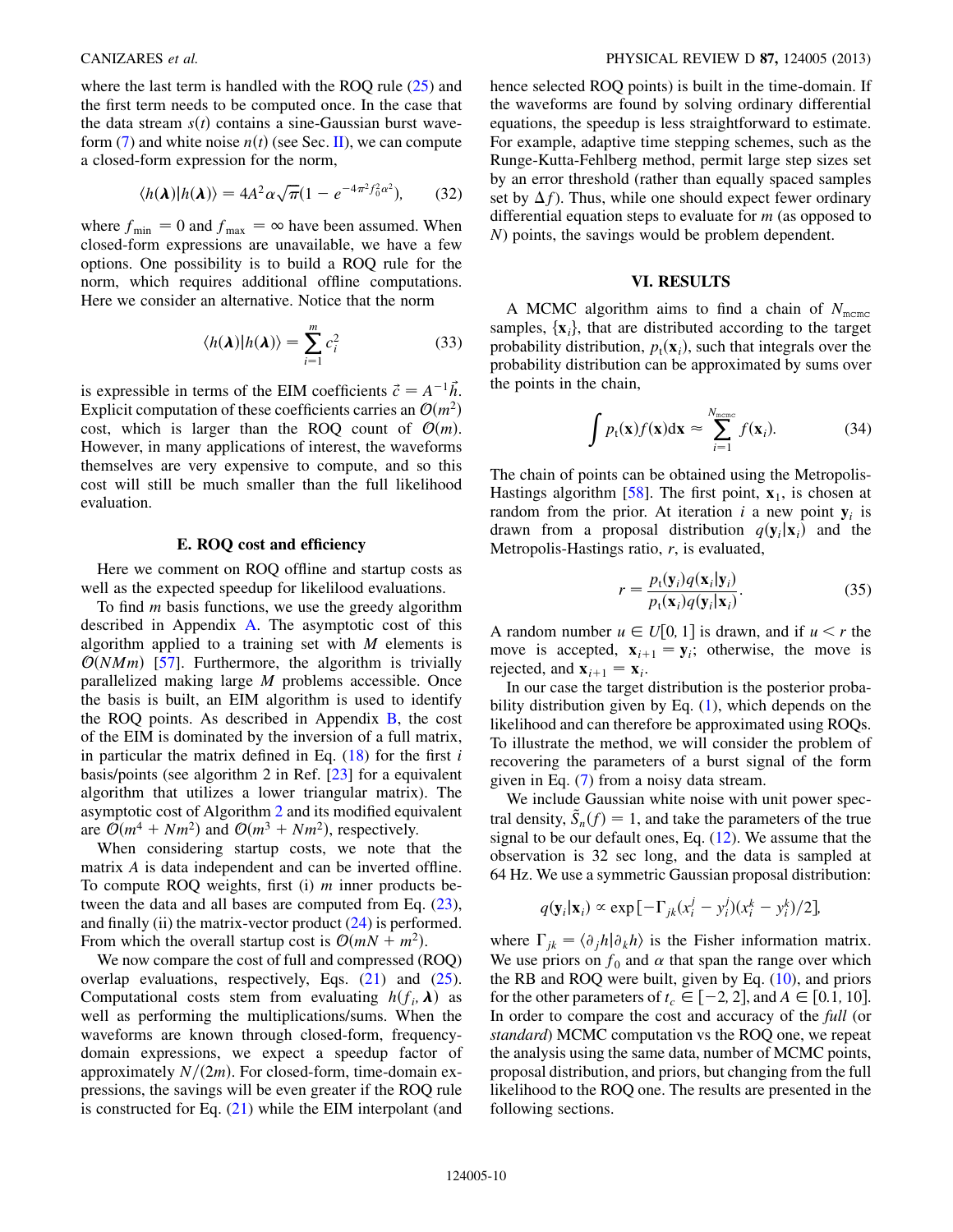where the last term is handled with the ROQ rule (25) and the first term needs to be computed once. In the case that the data stream $s(t)$ contains a sine-Gaussian burst waveform (7) and white noise $n(t)$ (see Sec. II), we can compute a closed-form expression for the norm,

$$\langle h(\boldsymbol{\lambda})|h(\boldsymbol{\lambda})\rangle = 4A^2\alpha\sqrt{\pi}(1 - e^{-4\pi^2 f_0^2\alpha^2}), \tag{32}$$

where $f_{\min} = 0$ and $f_{\max} = \infty$ have been assumed. When closed-form expressions are unavailable, we have a few options. One possibility is to build a ROQ rule for the norm, which requires additional offline computations. Here we consider an alternative. Notice that the norm

$$\langle h(\boldsymbol{\lambda})|h(\boldsymbol{\lambda})\rangle = \sum_{i=1}^{m} c_i^2 \tag{33}$$

is expressible in terms of the EIM coefficients $\vec{c} = A^{-1}\vec{h}$. Explicit computation of these coefficients carries an $\mathcal{O}(m^2)$ cost, which is larger than the ROQ count of $\mathcal{O}(m)$. However, in many applications of interest, the waveforms themselves are very expensive to compute, and so this cost will still be much smaller than the full likelihood evaluation.

### E. ROQ cost and efficiency

Here we comment on ROQ offline and startup costs as well as the expected speedup for likelilood evaluations.

To find $m$ basis functions, we use the greedy algorithm described in Appendix A. The asymptotic cost of this algorithm applied to a training set with $M$ elements is $\mathcal{O}(NMm)$ [57]. Furthermore, the algorithm is trivially parallelized making large $M$ problems accessible. Once the basis is built, an EIM algorithm is used to identify the ROQ points. As described in Appendix B, the cost of the EIM is dominated by the inversion of a full matrix, in particular the matrix defined in Eq. (18) for the first $i$ basis/points (see algorithm 2 in Ref. [23] for a equivalent algorithm that utilizes a lower triangular matrix). The asymptotic cost of Algorithm 2 and its modified equivalent are $\mathcal{O}(m^4 + Nm^2)$ and $\mathcal{O}(m^3 + Nm^2)$, respectively.

When considering startup costs, we note that the matrix $A$ is data independent and can be inverted offline. To compute ROQ weights, first (i) $m$ inner products between the data and all bases are computed from Eq. (23), and finally (ii) the matrix-vector product (24) is performed. From which the overall startup cost is $\mathcal{O}(mN + m^2)$.

We now compare the cost of full and compressed (ROQ) overlap evaluations, respectively, Eqs. (21) and (25). Computational costs stem from evaluating $h(f_i, \boldsymbol{\lambda})$ as well as performing the multiplications/sums. When the waveforms are known through closed-form, frequency-domain expressions, we expect a speedup factor of approximately $N/(2m)$. For closed-form, time-domain expressions, the savings will be even greater if the ROQ rule is constructed for Eq. (21) while the EIM interpolant (and hence selected ROQ points) is built in the time-domain. If the waveforms are found by solving ordinary differential equations, the speedup is less straightforward to estimate. For example, adaptive time stepping schemes, such as the Runge-Kutta-Fehlberg method, permit large step sizes set by an error threshold (rather than equally spaced samples set by $\Delta f$). Thus, while one should expect fewer ordinary differential equation steps to evaluate for $m$ (as opposed to $N$) points, the savings would be problem dependent.

## VI. RESULTS

A MCMC algorithm aims to find a chain of $N_{\mathrm{mcmc}}$ samples, $\{\mathbf{x}_i\}$, that are distributed according to the target probability distribution, $p_{\mathrm{t}}(\mathbf{x}_i)$, such that integrals over the probability distribution can be approximated by sums over the points in the chain,

$$\int p_{\mathrm{t}}(\mathbf{x})f(\mathbf{x})\mathrm{d}\mathbf{x} \approx \sum_{i=1}^{N_{\mathrm{mcmc}}} f(\mathbf{x}_i). \tag{34}$$

The chain of points can be obtained using the Metropolis-Hastings algorithm [58]. The first point, $\mathbf{x}_1$, is chosen at random from the prior. At iteration $i$ a new point $\mathbf{y}_i$ is drawn from a proposal distribution $q(\mathbf{y}_i|\mathbf{x}_i)$ and the Metropolis-Hastings ratio, $r$, is evaluated,

$$r = \frac{p_{\mathrm{t}}(\mathbf{y}_i)q(\mathbf{x}_i|\mathbf{y}_i)}{p_{\mathrm{t}}(\mathbf{x}_i)q(\mathbf{y}_i|\mathbf{x}_i)}. \tag{35}$$

A random number $u \in U[0, 1]$ is drawn, and if $u < r$ the move is accepted, $\mathbf{x}_{i+1} = \mathbf{y}_i$; otherwise, the move is rejected, and $\mathbf{x}_{i+1} = \mathbf{x}_i$.

In our case the target distribution is the posterior probability distribution given by Eq. (1), which depends on the likelihood and can therefore be approximated using ROQs. To illustrate the method, we will consider the problem of recovering the parameters of a burst signal of the form given in Eq. (7) from a noisy data stream.

We include Gaussian white noise with unit power spectral density, $\tilde{S}_n(f) = 1$, and take the parameters of the true signal to be our default ones, Eq. (12). We assume that the observation is 32 sec long, and the data is sampled at 64 Hz. We use a symmetric Gaussian proposal distribution:

$$q(\mathbf{y}_i|\mathbf{x}_i) \propto \exp[-\Gamma_{jk}(x_i^j - y_i^j)(x_i^k - y_i^k)/2],$$

where $\Gamma_{jk} = \langle \partial_j h|\partial_k h\rangle$ is the Fisher information matrix. We use priors on $f_0$ and $\alpha$ that span the range over which the RB and ROQ were built, given by Eq. (10), and priors for the other parameters of $t_c \in [-2, 2]$, and $A \in [0.1, 10]$. In order to compare the cost and accuracy of the *full* (or *standard*) MCMC computation vs the ROQ one, we repeat the analysis using the same data, number of MCMC points, proposal distribution, and priors, but changing from the full likelihood to the ROQ one. The results are presented in the following sections.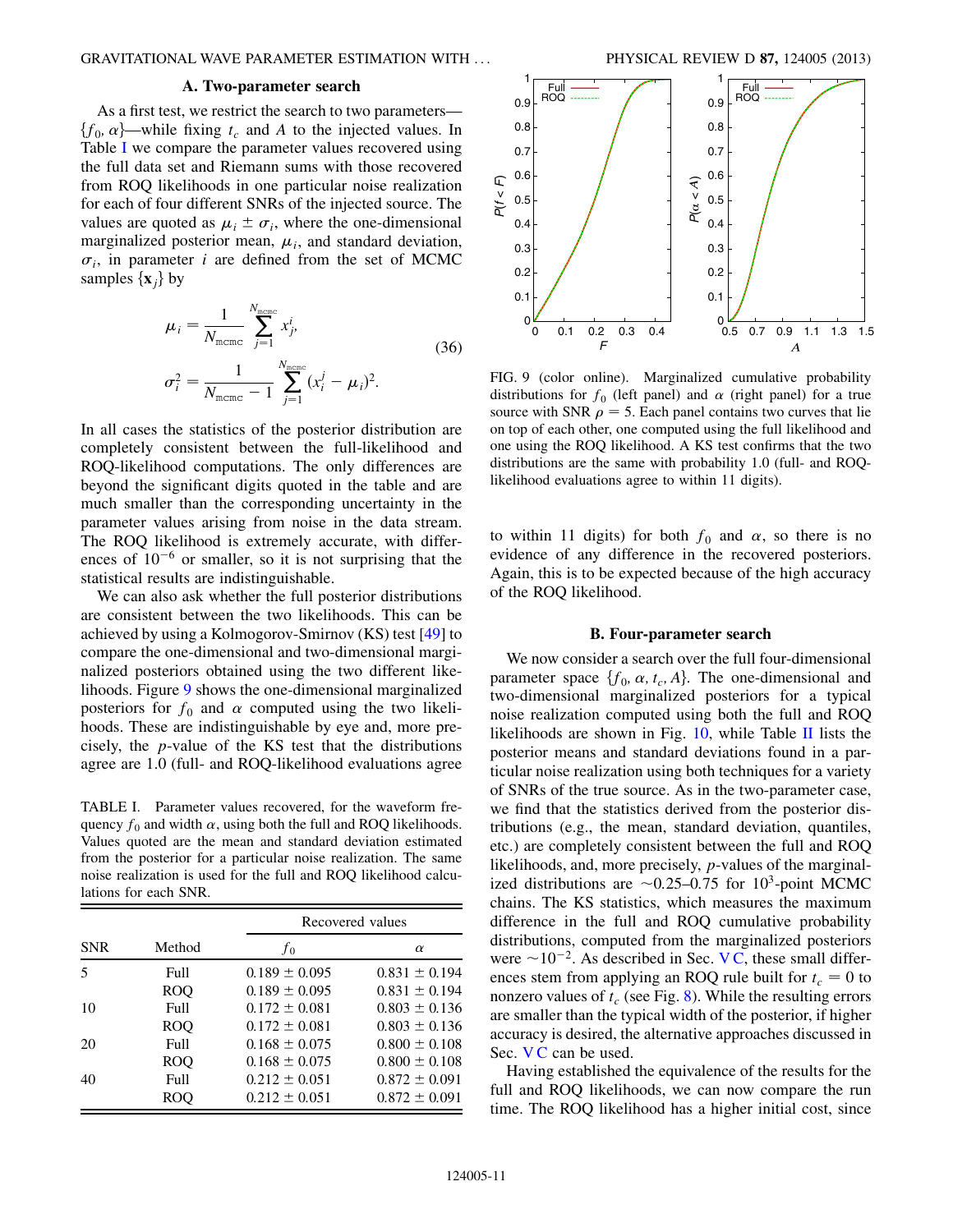### A. Two-parameter search

As a first test, we restrict the search to two parameters—$\{f_0, \alpha\}$—while fixing $t_c$ and $A$ to the injected values. In Table I we compare the parameter values recovered using the full data set and Riemann sums with those recovered from ROQ likelihoods in one particular noise realization for each of four different SNRs of the injected source. The values are quoted as $\mu_i \pm \sigma_i$, where the one-dimensional marginalized posterior mean, $\mu_i$, and standard deviation, $\sigma_i$, in parameter $i$ are defined from the set of MCMC samples $\{\mathbf{x}_j\}$ by

$$\mu_i = \frac{1}{N_{\rm mcmc}} \sum_{j=1}^{N_{\rm mcmc}} x_j^i,$$
$$\sigma_i^2 = \frac{1}{N_{\rm mcmc} - 1} \sum_{j=1}^{N_{\rm mcmc}} (x_i^j - \mu_i)^2. \tag{36}$$

In all cases the statistics of the posterior distribution are completely consistent between the full-likelihood and ROQ-likelihood computations. The only differences are beyond the significant digits quoted in the table and are much smaller than the corresponding uncertainty in the parameter values arising from noise in the data stream. The ROQ likelihood is extremely accurate, with differences of $10^{-6}$ or smaller, so it is not surprising that the statistical results are indistinguishable.

We can also ask whether the full posterior distributions are consistent between the two likelihoods. This can be achieved by using a Kolmogorov-Smirnov (KS) test [49] to compare the one-dimensional and two-dimensional marginalized posteriors obtained using the two different likelihoods. Figure 9 shows the one-dimensional marginalized posteriors for $f_0$ and $\alpha$ computed using the two likelihoods. These are indistinguishable by eye and, more precisely, the $p$-value of the KS test that the distributions agree are 1.0 (full- and ROQ-likelihood evaluations agree to within 11 digits) for both $f_0$ and $\alpha$, so there is no evidence of any difference in the recovered posteriors. Again, this is to be expected because of the high accuracy of the ROQ likelihood.

TABLE I. Parameter values recovered, for the waveform frequency $f_0$ and width $\alpha$, using both the full and ROQ likelihoods. Values quoted are the mean and standard deviation estimated from the posterior for a particular noise realization. The same noise realization is used for the full and ROQ likelihood calculations for each SNR.

| | | Recovered values | |
|---|---|---|---|
| SNR | Method | $f_0$ | $\alpha$ |
| 5 | Full | $0.189 \pm 0.095$ | $0.831 \pm 0.194$ |
| | ROQ | $0.189 \pm 0.095$ | $0.831 \pm 0.194$ |
| 10 | Full | $0.172 \pm 0.081$ | $0.803 \pm 0.136$ |
| | ROQ | $0.172 \pm 0.081$ | $0.803 \pm 0.136$ |
| 20 | Full | $0.168 \pm 0.075$ | $0.800 \pm 0.108$ |
| | ROQ | $0.168 \pm 0.075$ | $0.800 \pm 0.108$ |
| 40 | Full | $0.212 \pm 0.051$ | $0.872 \pm 0.091$ |
| | ROQ | $0.212 \pm 0.051$ | $0.872 \pm 0.091$ |

Full
ROQ
$P(f < F)$
$F$
0 0.1 0.2 0.3 0.4
0 0.1 0.2 0.3 0.4 0.5 0.6 0.7 0.8 0.9 1

Full
ROQ
$P(\alpha < A)$
$A$
0.5 0.7 0.9 1.1 1.3 1.5
0 0.1 0.2 0.3 0.4 0.5 0.6 0.7 0.8 0.9 1

FIG. 9 (color online). Marginalized cumulative probability distributions for $f_0$ (left panel) and $\alpha$ (right panel) for a true source with SNR $\rho = 5$. Each panel contains two curves that lie on top of each other, one computed using the full likelihood and one using the ROQ likelihood. A KS test confirms that the two distributions are the same with probability 1.0 (full- and ROQ-likelihood evaluations agree to within 11 digits).

### B. Four-parameter search

We now consider a search over the full four-dimensional parameter space $\{f_0, \alpha, t_c, A\}$. The one-dimensional and two-dimensional marginalized posteriors for a typical noise realization computed using both the full and ROQ likelihoods are shown in Fig. 10, while Table II lists the posterior means and standard deviations found in a particular noise realization using both techniques for a variety of SNRs of the true source. As in the two-parameter case, we find that the statistics derived from the posterior distributions (e.g., the mean, standard deviation, quantiles, etc.) are completely consistent between the full and ROQ likelihoods, and, more precisely, $p$-values of the marginalized distributions are $\sim$0.25–0.75 for $10^3$-point MCMC chains. The KS statistics, which measures the maximum difference in the full and ROQ cumulative probability distributions, computed from the marginalized posteriors were $\sim 10^{-2}$. As described in Sec. V C, these small differences stem from applying an ROQ rule built for $t_c = 0$ to nonzero values of $t_c$ (see Fig. 8). While the resulting errors are smaller than the typical width of the posterior, if higher accuracy is desired, the alternative approaches discussed in Sec. V C can be used.

Having established the equivalence of the results for the full and ROQ likelihoods, we can now compare the run time. The ROQ likelihood has a higher initial cost, since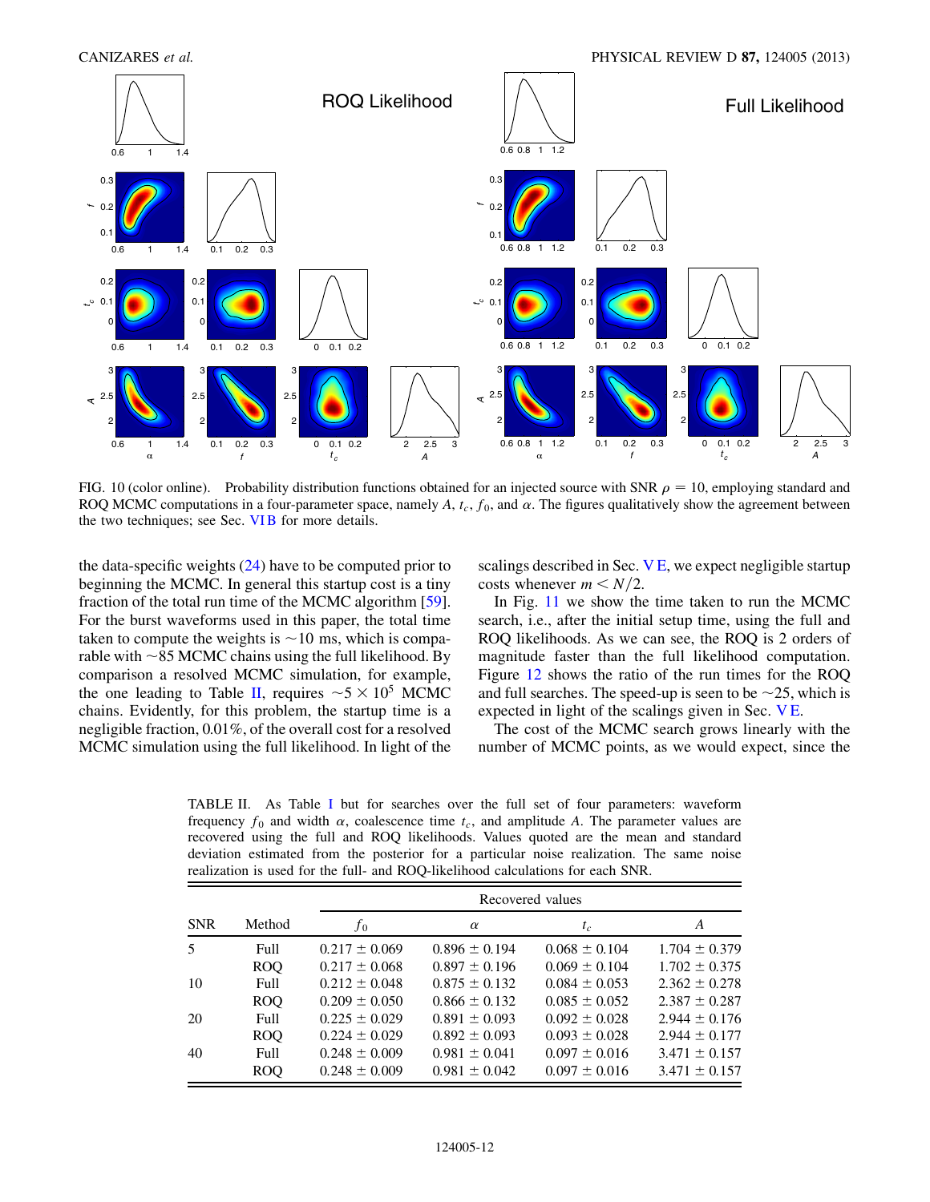ROQ Likelihood

Full Likelihood

FIG. 10 (color online). Probability distribution functions obtained for an injected source with SNR $\rho = 10$, employing standard and ROQ MCMC computations in a four-parameter space, namely $A$, $t_c$, $f_0$, and $\alpha$. The figures qualitatively show the agreement between the two techniques; see Sec. VI B for more details.

the data-specific weights (24) have to be computed prior to beginning the MCMC. In general this startup cost is a tiny fraction of the total run time of the MCMC algorithm [59]. For the burst waveforms used in this paper, the total time taken to compute the weights is $\sim$10 ms, which is comparable with $\sim$85 MCMC chains using the full likelihood. By comparison a resolved MCMC simulation, for example, the one leading to Table II, requires $\sim 5 \times 10^5$ MCMC chains. Evidently, for this problem, the startup time is a negligible fraction, 0.01%, of the overall cost for a resolved MCMC simulation using the full likelihood. In light of the scalings described in Sec. V E, we expect negligible startup costs whenever $m < N/2$.

In Fig. 11 we show the time taken to run the MCMC search, i.e., after the initial setup time, using the full and ROQ likelihoods. As we can see, the ROQ is 2 orders of magnitude faster than the full likelihood computation. Figure 12 shows the ratio of the run times for the ROQ and full searches. The speed-up is seen to be $\sim$25, which is expected in light of the scalings given in Sec. V E.

The cost of the MCMC search grows linearly with the number of MCMC points, as we would expect, since the

TABLE II. As Table I but for searches over the full set of four parameters: waveform frequency $f_0$ and width $\alpha$, coalescence time $t_c$, and amplitude $A$. The parameter values are recovered using the full and ROQ likelihoods. Values quoted are the mean and standard deviation estimated from the posterior for a particular noise realization. The same noise realization is used for the full- and ROQ-likelihood calculations for each SNR.

| | | Recovered values | | | |
|---|---|---|---|---|---|
| SNR | Method | $f_0$ | $\alpha$ | $t_c$ | $A$ |
| 5 | Full | $0.217 \pm 0.069$ | $0.896 \pm 0.194$ | $0.068 \pm 0.104$ | $1.704 \pm 0.379$ |
| | ROQ | $0.217 \pm 0.068$ | $0.897 \pm 0.196$ | $0.069 \pm 0.104$ | $1.702 \pm 0.375$ |
| 10 | Full | $0.212 \pm 0.048$ | $0.875 \pm 0.132$ | $0.084 \pm 0.053$ | $2.362 \pm 0.278$ |
| | ROQ | $0.209 \pm 0.050$ | $0.866 \pm 0.132$ | $0.085 \pm 0.052$ | $2.387 \pm 0.287$ |
| 20 | Full | $0.225 \pm 0.029$ | $0.891 \pm 0.093$ | $0.092 \pm 0.028$ | $2.944 \pm 0.176$ |
| | ROQ | $0.224 \pm 0.029$ | $0.892 \pm 0.093$ | $0.093 \pm 0.028$ | $2.944 \pm 0.177$ |
| 40 | Full | $0.248 \pm 0.009$ | $0.981 \pm 0.041$ | $0.097 \pm 0.016$ | $3.471 \pm 0.157$ |
| | ROQ | $0.248 \pm 0.009$ | $0.981 \pm 0.042$ | $0.097 \pm 0.016$ | $3.471 \pm 0.157$ |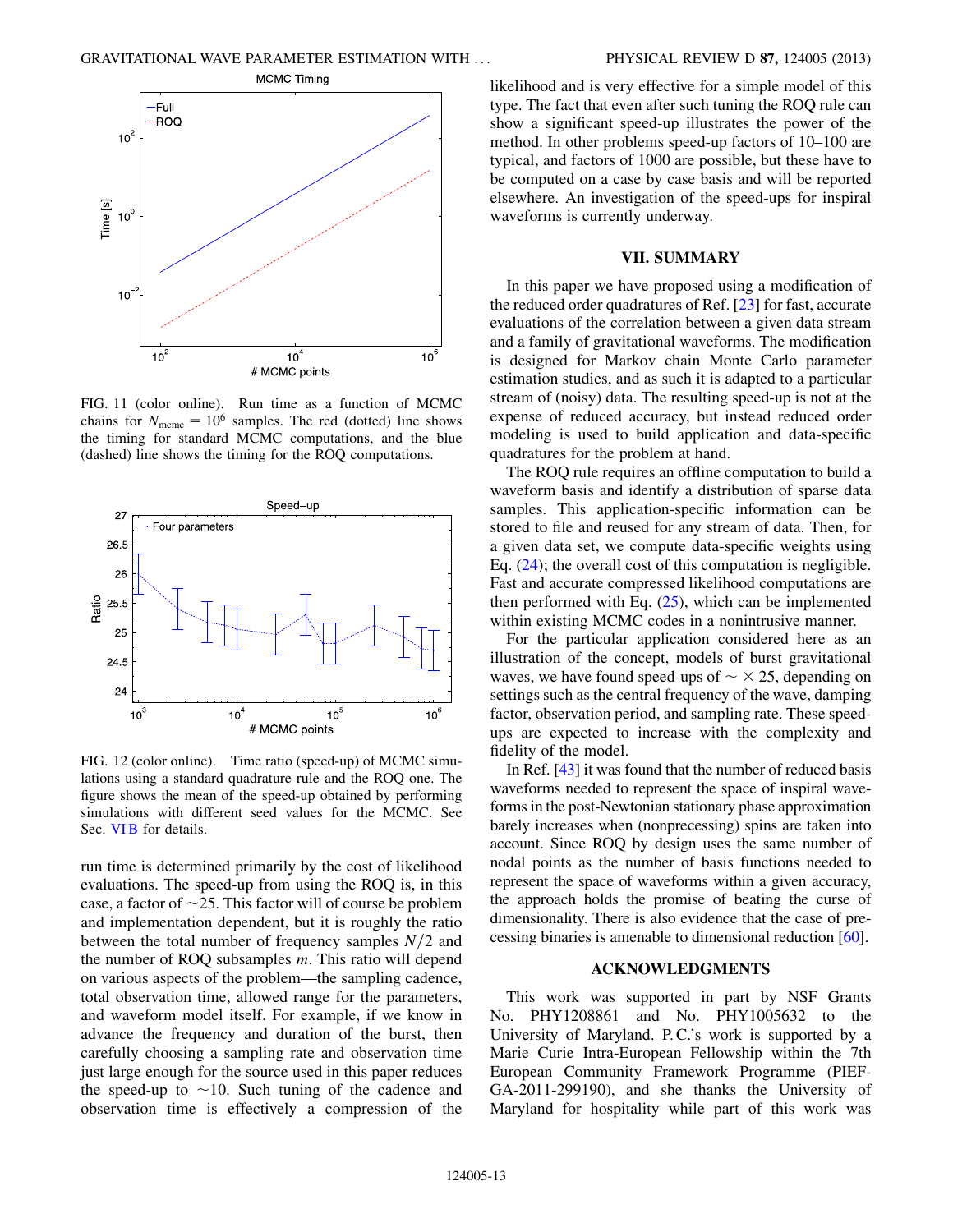MCMC Timing

Full

ROQ

Time [s]

$10^{2}$

$10^{0}$

$10^{-2}$

$10^{2}$ $10^{4}$ $10^{6}$

# MCMC points

FIG. 11 (color online). Run time as a function of MCMC chains for $N_{\rm mcmc} = 10^6$ samples. The red (dotted) line shows the timing for standard MCMC computations, and the blue (dashed) line shows the timing for the ROQ computations.

Speed-up

Four parameters

Ratio

27 26.5 26 25.5 25 24.5 24

$10^{3}$ $10^{4}$ $10^{5}$ $10^{6}$

# MCMC points

FIG. 12 (color online). Time ratio (speed-up) of MCMC simulations using a standard quadrature rule and the ROQ one. The figure shows the mean of the speed-up obtained by performing simulations with different seed values for the MCMC. See Sec. VI B for details.

run time is determined primarily by the cost of likelihood evaluations. The speed-up from using the ROQ is, in this case, a factor of ~25. This factor will of course be problem and implementation dependent, but it is roughly the ratio between the total number of frequency samples $N/2$ and the number of ROQ subsamples $m$. This ratio will depend on various aspects of the problem—the sampling cadence, total observation time, allowed range for the parameters, and waveform model itself. For example, if we know in advance the frequency and duration of the burst, then carefully choosing a sampling rate and observation time just large enough for the source used in this paper reduces the speed-up to ~10. Such tuning of the cadence and observation time is effectively a compression of the likelihood and is very effective for a simple model of this type. The fact that even after such tuning the ROQ rule can show a significant speed-up illustrates the power of the method. In other problems speed-up factors of 10–100 are typical, and factors of 1000 are possible, but these have to be computed on a case by case basis and will be reported elsewhere. An investigation of the speed-ups for inspiral waveforms is currently underway.

## VII. SUMMARY

In this paper we have proposed using a modification of the reduced order quadratures of Ref. [23] for fast, accurate evaluations of the correlation between a given data stream and a family of gravitational waveforms. The modification is designed for Markov chain Monte Carlo parameter estimation studies, and as such it is adapted to a particular stream of (noisy) data. The resulting speed-up is not at the expense of reduced accuracy, but instead reduced order modeling is used to build application and data-specific quadratures for the problem at hand.

The ROQ rule requires an offline computation to build a waveform basis and identify a distribution of sparse data samples. This application-specific information can be stored to file and reused for any stream of data. Then, for a given data set, we compute data-specific weights using Eq. (24); the overall cost of this computation is negligible. Fast and accurate compressed likelihood computations are then performed with Eq. (25), which can be implemented within existing MCMC codes in a nonintrusive manner.

For the particular application considered here as an illustration of the concept, models of burst gravitational waves, we have found speed-ups of $\sim \times 25$, depending on settings such as the central frequency of the wave, damping factor, observation period, and sampling rate. These speed-ups are expected to increase with the complexity and fidelity of the model.

In Ref. [43] it was found that the number of reduced basis waveforms needed to represent the space of inspiral waveforms in the post-Newtonian stationary phase approximation barely increases when (nonprecessing) spins are taken into account. Since ROQ by design uses the same number of nodal points as the number of basis functions needed to represent the space of waveforms within a given accuracy, the approach holds the promise of beating the curse of dimensionality. There is also evidence that the case of precessing binaries is amenable to dimensional reduction [60].

## ACKNOWLEDGMENTS

This work was supported in part by NSF Grants No. PHY1208861 and No. PHY1005632 to the University of Maryland. P. C.'s work is supported by a Marie Curie Intra-European Fellowship within the 7th European Community Framework Programme (PIEF-GA-2011-299190), and she thanks the University of Maryland for hospitality while part of this work was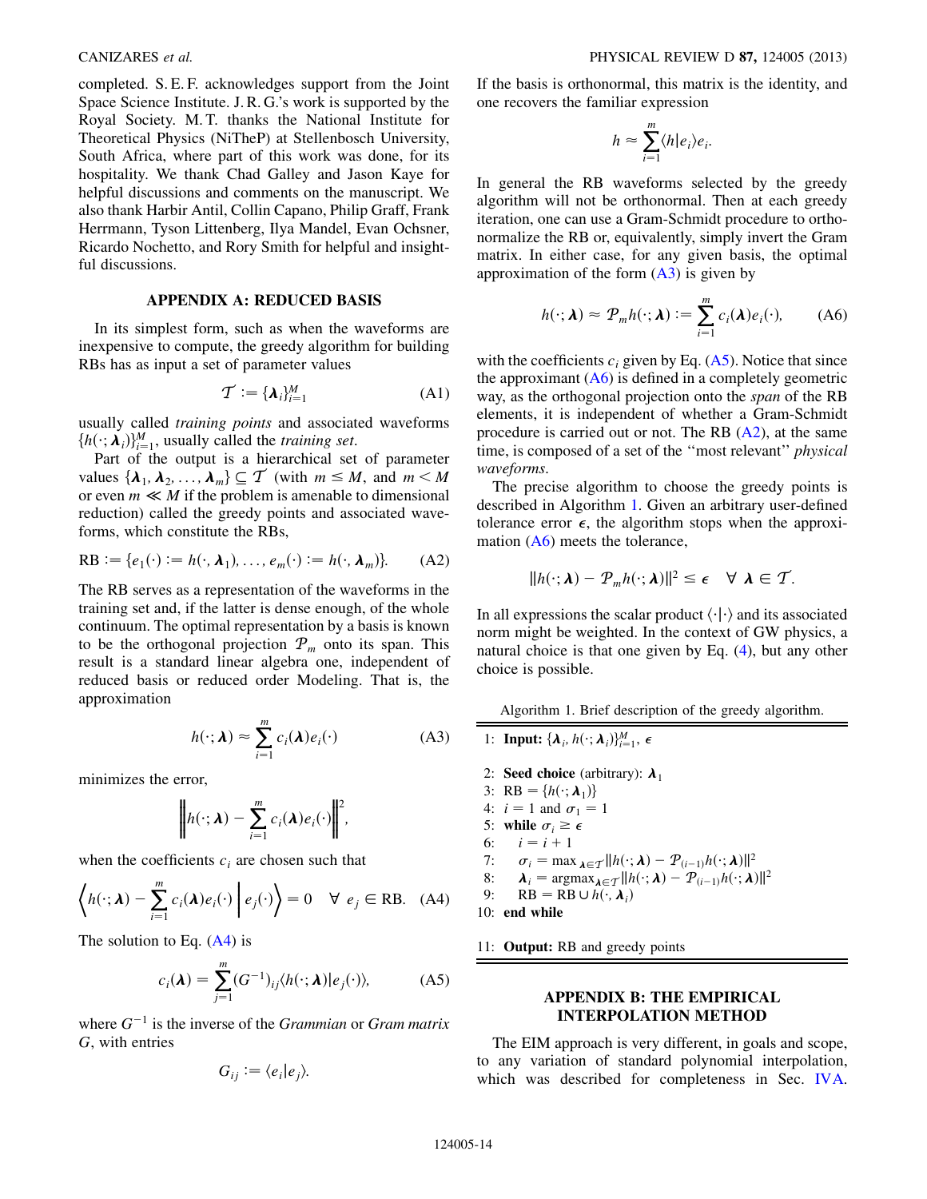completed. S. E. F. acknowledges support from the Joint Space Science Institute. J. R. G.'s work is supported by the Royal Society. M. T. thanks the National Institute for Theoretical Physics (NiTheP) at Stellenbosch University, South Africa, where part of this work was done, for its hospitality. We thank Chad Galley and Jason Kaye for helpful discussions and comments on the manuscript. We also thank Harbir Antil, Collin Capano, Philip Graff, Frank Herrmann, Tyson Littenberg, Ilya Mandel, Evan Ochsner, Ricardo Nochetto, and Rory Smith for helpful and insightful discussions.

## APPENDIX A: REDUCED BASIS

In its simplest form, such as when the waveforms are inexpensive to compute, the greedy algorithm for building RBs has as input a set of parameter values

$$\mathcal{T} := \{\boldsymbol{\lambda}_i\}_{i=1}^{M} \tag{A1}$$

usually called *training points* and associated waveforms $\{h(\cdot;\boldsymbol{\lambda}_i)\}_{i=1}^{M}$, usually called the *training set*.

Part of the output is a hierarchical set of parameter values $\{\boldsymbol{\lambda}_1, \boldsymbol{\lambda}_2, \ldots, \boldsymbol{\lambda}_m\} \subseteq \mathcal{T}$ (with $m \leq M$, and $m < M$ or even $m \ll M$ if the problem is amenable to dimensional reduction) called the greedy points and associated waveforms, which constitute the RBs,

$$\mathrm{RB} := \{e_1(\cdot) := h(\cdot, \boldsymbol{\lambda}_1), \ldots, e_m(\cdot) := h(\cdot, \boldsymbol{\lambda}_m)\}. \tag{A2}$$

The RB serves as a representation of the waveforms in the training set and, if the latter is dense enough, of the whole continuum. The optimal representation by a basis is known to be the orthogonal projection $\mathcal{P}_m$ onto its span. This result is a standard linear algebra one, independent of reduced basis or reduced order Modeling. That is, the approximation

$$h(\cdot;\boldsymbol{\lambda}) \approx \sum_{i=1}^{m} c_i(\boldsymbol{\lambda}) e_i(\cdot) \tag{A3}$$

minimizes the error,

$$\left\| h(\cdot;\boldsymbol{\lambda}) - \sum_{i=1}^{m} c_i(\boldsymbol{\lambda}) e_i(\cdot) \right\|^2,$$

when the coefficients $c_i$ are chosen such that

$$\left\langle h(\cdot;\boldsymbol{\lambda}) - \sum_{i=1}^{m} c_i(\boldsymbol{\lambda}) e_i(\cdot) \,\middle|\, e_j(\cdot) \right\rangle = 0 \quad \forall\ e_j \in \mathrm{RB}. \tag{A4}$$

The solution to Eq. (A4) is

$$c_i(\boldsymbol{\lambda}) = \sum_{j=1}^{m} (G^{-1})_{ij} \langle h(\cdot;\boldsymbol{\lambda}) | e_j(\cdot) \rangle, \tag{A5}$$

where $G^{-1}$ is the inverse of the *Grammian* or *Gram matrix* $G$, with entries

$$G_{ij} := \langle e_i | e_j \rangle.$$

If the basis is orthonormal, this matrix is the identity, and one recovers the familiar expression

$$h \approx \sum_{i=1}^{m} \langle h | e_i \rangle e_i.$$

In general the RB waveforms selected by the greedy algorithm will not be orthonormal. Then at each greedy iteration, one can use a Gram-Schmidt procedure to orthonormalize the RB or, equivalently, simply invert the Gram matrix. In either case, for any given basis, the optimal approximation of the form (A3) is given by

$$h(\cdot;\boldsymbol{\lambda}) \approx \mathcal{P}_m h(\cdot;\boldsymbol{\lambda}) := \sum_{i=1}^{m} c_i(\boldsymbol{\lambda}) e_i(\cdot), \tag{A6}$$

with the coefficients $c_i$ given by Eq. (A5). Notice that since the approximant (A6) is defined in a completely geometric way, as the orthogonal projection onto the *span* of the RB elements, it is independent of whether a Gram-Schmidt procedure is carried out or not. The RB (A2), at the same time, is composed of a set of the "most relevant" *physical waveforms*.

The precise algorithm to choose the greedy points is described in Algorithm 1. Given an arbitrary user-defined tolerance error $\epsilon$, the algorithm stops when the approximation (A6) meets the tolerance,

$$\|h(\cdot;\boldsymbol{\lambda}) - \mathcal{P}_m h(\cdot;\boldsymbol{\lambda})\|^2 \leq \epsilon \quad \forall\ \boldsymbol{\lambda} \in \mathcal{T}.$$

In all expressions the scalar product $\langle \cdot | \cdot \rangle$ and its associated norm might be weighted. In the context of GW physics, a natural choice is that one given by Eq. (4), but any other choice is possible.

Algorithm 1. Brief description of the greedy algorithm.

```
1:  Input: {λ_i, h(·;λ_i)}_{i=1}^M, ε
2:  Seed choice (arbitrary): λ_1
3:  RB = {h(·;λ_1)}
4:  i = 1 and σ_1 = 1
5:  while σ_i ≥ ε
6:     i = i + 1
7:     σ_i = max_{λ∈T} ||h(·;λ) − P_(i−1) h(·;λ)||^2
8:     λ_i = argmax_{λ∈T} ||h(·;λ) − P_(i−1) h(·;λ)||^2
9:     RB = RB ∪ h(·, λ_i)
10: end while
11: Output: RB and greedy points
```

## APPENDIX B: THE EMPIRICAL INTERPOLATION METHOD

The EIM approach is very different, in goals and scope, to any variation of standard polynomial interpolation, which was described for completeness in Sec. IVA.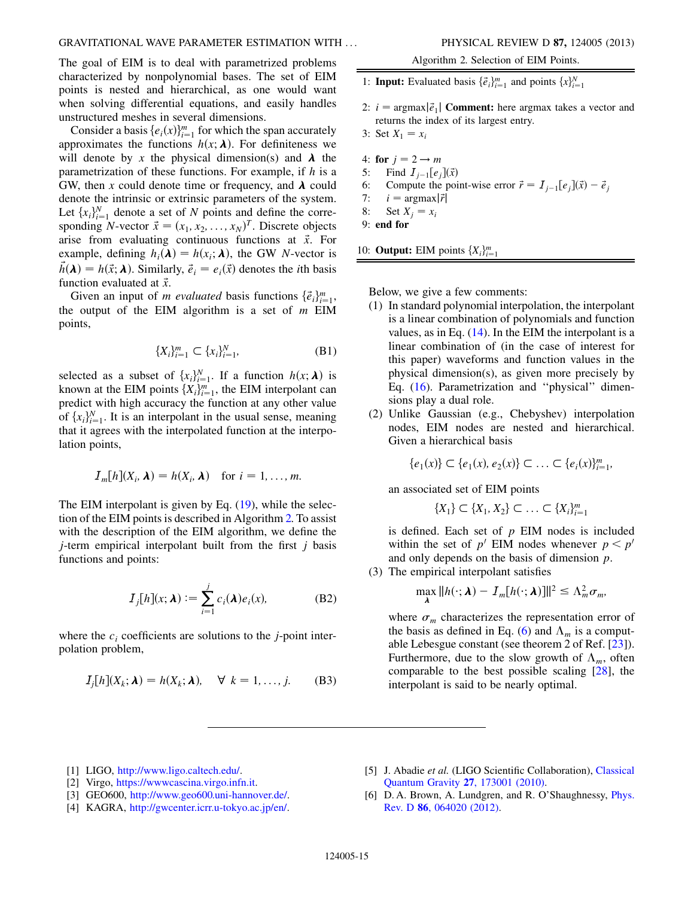The goal of EIM is to deal with parametrized problems characterized by nonpolynomial bases. The set of EIM points is nested and hierarchical, as one would want when solving differential equations, and easily handles unstructured meshes in several dimensions.

Consider a basis $\{e_i(x)\}_{i=1}^m$ for which the span accurately approximates the functions $h(x;\boldsymbol{\lambda})$. For definiteness we will denote by $x$ the physical dimension(s) and $\boldsymbol{\lambda}$ the parametrization of these functions. For example, if $h$ is a GW, then $x$ could denote time or frequency, and $\boldsymbol{\lambda}$ could denote the intrinsic or extrinsic parameters of the system. Let $\{x_i\}_{i=1}^N$ denote a set of $N$ points and define the corresponding $N$-vector $\vec{x} = (x_1, x_2, \ldots, x_N)^T$. Discrete objects arise from evaluating continuous functions at $\vec{x}$. For example, defining $h_i(\boldsymbol{\lambda}) = h(x_i;\boldsymbol{\lambda})$, the GW $N$-vector is $\vec{h}(\boldsymbol{\lambda}) = h(\vec{x};\boldsymbol{\lambda})$. Similarly, $\vec{e}_i = e_i(\vec{x})$ denotes the $i$th basis function evaluated at $\vec{x}$.

Given an input of $m$ *evaluated* basis functions $\{\vec{e}_i\}_{i=1}^m$, the output of the EIM algorithm is a set of $m$ EIM points,

$$\{X_i\}_{i=1}^m \subset \{x_i\}_{i=1}^N, \tag{B1}$$

selected as a subset of $\{x_i\}_{i=1}^N$. If a function $h(x;\boldsymbol{\lambda})$ is known at the EIM points $\{X_i\}_{i=1}^m$, the EIM interpolant can predict with high accuracy the function at any other value of $\{x_i\}_{i=1}^N$. It is an interpolant in the usual sense, meaning that it agrees with the interpolated function at the interpolation points,

$$\mathcal{I}_m[h](X_i, \boldsymbol{\lambda}) = h(X_i, \boldsymbol{\lambda}) \quad \text{for } i = 1, \ldots, m.$$

The EIM interpolant is given by Eq. (19), while the selection of the EIM points is described in Algorithm 2. To assist with the description of the EIM algorithm, we define the $j$-term empirical interpolant built from the first $j$ basis functions and points:

$$\mathcal{I}_j[h](x;\boldsymbol{\lambda}) := \sum_{i=1}^{j} c_i(\boldsymbol{\lambda}) e_i(x), \tag{B2}$$

where the $c_i$ coefficients are solutions to the $j$-point interpolation problem,

$$\mathcal{I}_j[h](X_k;\boldsymbol{\lambda}) = h(X_k;\boldsymbol{\lambda}), \quad \forall\ k = 1, \ldots, j. \tag{B3}$$

Algorithm 2. Selection of EIM Points.

1: **Input:** Evaluated basis $\{\vec{e}_i\}_{i=1}^m$ and points $\{x\}_{i=1}^N$

2: $i = \text{argmax}|\vec{e}_1|$ **Comment:** here argmax takes a vector and returns the index of its largest entry.
3: Set $X_1 = x_i$

4: **for** $j = 2 \to m$
5: Find $\mathcal{I}_{j-1}[e_j](\vec{x})$
6: Compute the point-wise error $\vec{r} = \mathcal{I}_{j-1}[e_j](\vec{x}) - \vec{e}_j$
7: $i = \text{argmax}|\vec{r}|$
8: Set $X_j = x_i$
9: **end for**

10: **Output:** EIM points $\{X_i\}_{i=1}^m$

Below, we give a few comments:

(1) In standard polynomial interpolation, the interpolant is a linear combination of polynomials and function values, as in Eq. (14). In the EIM the interpolant is a linear combination of (in the case of interest for this paper) waveforms and function values in the physical dimension(s), as given more precisely by Eq. (16). Parametrization and "physical" dimensions play a dual role.

(2) Unlike Gaussian (e.g., Chebyshev) interpolation nodes, EIM nodes are nested and hierarchical. Given a hierarchical basis

$$\{e_1(x)\} \subset \{e_1(x), e_2(x)\} \subset \ldots \subset \{e_i(x)\}_{i=1}^m,$$

an associated set of EIM points

$$\{X_1\} \subset \{X_1, X_2\} \subset \ldots \subset \{X_i\}_{i=1}^m$$

is defined. Each set of $p$ EIM nodes is included within the set of $p'$ EIM nodes whenever $p < p'$ and only depends on the basis of dimension $p$.

(3) The empirical interpolant satisfies

$$\max_{\boldsymbol{\lambda}} \|h(\cdot;\boldsymbol{\lambda}) - \mathcal{I}_m[h(\cdot;\boldsymbol{\lambda})]\|^2 \leq \Lambda_m^2 \sigma_m,$$

where $\sigma_m$ characterizes the representation error of the basis as defined in Eq. (6) and $\Lambda_m$ is a computable Lebesgue constant (see theorem 2 of Ref. [23]). Furthermore, due to the slow growth of $\Lambda_m$, often comparable to the best possible scaling [28], the interpolant is said to be nearly optimal.

---

[1] LIGO, http://www.ligo.caltech.edu/.
[2] Virgo, https://wwwcascina.virgo.infn.it.
[3] GEO600, http://www.geo600.uni-hannover.de/.
[4] KAGRA, http://gwcenter.icrr.u-tokyo.ac.jp/en/.
[5] J. Abadie *et al.* (LIGO Scientific Collaboration), Classical Quantum Gravity **27**, 173001 (2010).
[6] D. A. Brown, A. Lundgren, and R. O'Shaughnessy, Phys. Rev. D **86**, 064020 (2012).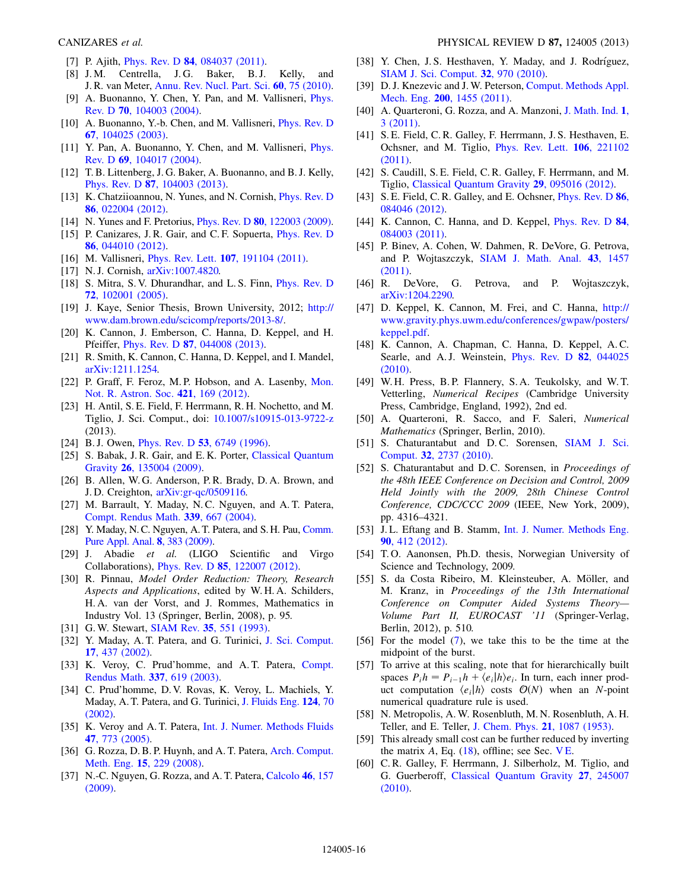[7] P. Ajith, Phys. Rev. D **84**, 084037 (2011).

[8] J. M. Centrella, J. G. Baker, B. J. Kelly, and J. R. van Meter, Annu. Rev. Nucl. Part. Sci. **60**, 75 (2010).

[9] A. Buonanno, Y. Chen, Y. Pan, and M. Vallisneri, Phys. Rev. D **70**, 104003 (2004).

[10] A. Buonanno, Y.-b. Chen, and M. Vallisneri, Phys. Rev. D **67**, 104025 (2003).

[11] Y. Pan, A. Buonanno, Y. Chen, and M. Vallisneri, Phys. Rev. D **69**, 104017 (2004).

[12] T. B. Littenberg, J. G. Baker, A. Buonanno, and B. J. Kelly, Phys. Rev. D **87**, 104003 (2013).

[13] K. Chatziioannou, N. Yunes, and N. Cornish, Phys. Rev. D **86**, 022004 (2012).

[14] N. Yunes and F. Pretorius, Phys. Rev. D **80**, 122003 (2009).

[15] P. Canizares, J. R. Gair, and C. F. Sopuerta, Phys. Rev. D **86**, 044010 (2012).

[16] M. Vallisneri, Phys. Rev. Lett. **107**, 191104 (2011).

[17] N. J. Cornish, arXiv:1007.4820.

[18] S. Mitra, S. V. Dhurandhar, and L. S. Finn, Phys. Rev. D **72**, 102001 (2005).

[19] J. Kaye, Senior Thesis, Brown University, 2012; http://www.dam.brown.edu/scicomp/reports/2013-8/.

[20] K. Cannon, J. Emberson, C. Hanna, D. Keppel, and H. Pfeiffer, Phys. Rev. D **87**, 044008 (2013).

[21] R. Smith, K. Cannon, C. Hanna, D. Keppel, and I. Mandel, arXiv:1211.1254.

[22] P. Graff, F. Feroz, M. P. Hobson, and A. Lasenby, Mon. Not. R. Astron. Soc. **421**, 169 (2012).

[23] H. Antil, S. E. Field, F. Herrmann, R. H. Nochetto, and M. Tiglio, J. Sci. Comput., doi: 10.1007/s10915-013-9722-z (2013).

[24] B. J. Owen, Phys. Rev. D **53**, 6749 (1996).

[25] S. Babak, J. R. Gair, and E. K. Porter, Classical Quantum Gravity **26**, 135004 (2009).

[26] B. Allen, W. G. Anderson, P. R. Brady, D. A. Brown, and J. D. Creighton, arXiv:gr-qc/0509116.

[27] M. Barrault, Y. Maday, N. C. Nguyen, and A. T. Patera, Compt. Rendus Math. **339**, 667 (2004).

[28] Y. Maday, N. C. Nguyen, A. T. Patera, and S. H. Pau, Comm. Pure Appl. Anal. **8**, 383 (2009).

[29] J. Abadie *et al.* (LIGO Scientific and Virgo Collaborations), Phys. Rev. D **85**, 122007 (2012).

[30] R. Pinnau, *Model Order Reduction: Theory, Research Aspects and Applications*, edited by W. H. A. Schilders, H. A. van der Vorst, and J. Rommes, Mathematics in Industry Vol. 13 (Springer, Berlin, 2008), p. 95.

[31] G. W. Stewart, SIAM Rev. **35**, 551 (1993).

[32] Y. Maday, A. T. Patera, and G. Turinici, J. Sci. Comput. **17**, 437 (2002).

[33] K. Veroy, C. Prud'homme, and A. T. Patera, Compt. Rendus Math. **337**, 619 (2003).

[34] C. Prud'homme, D. V. Rovas, K. Veroy, L. Machiels, Y. Maday, A. T. Patera, and G. Turinici, J. Fluids Eng. **124**, 70 (2002).

[35] K. Veroy and A. T. Patera, Int. J. Numer. Methods Fluids **47**, 773 (2005).

[36] G. Rozza, D. B. P. Huynh, and A. T. Patera, Arch. Comput. Meth. Eng. **15**, 229 (2008).

[37] N.-C. Nguyen, G. Rozza, and A. T. Patera, Calcolo **46**, 157 (2009).

[38] Y. Chen, J. S. Hesthaven, Y. Maday, and J. Rodríguez, SIAM J. Sci. Comput. **32**, 970 (2010).

[39] D. J. Knezevic and J. W. Peterson, Comput. Methods Appl. Mech. Eng. **200**, 1455 (2011).

[40] A. Quarteroni, G. Rozza, and A. Manzoni, J. Math. Ind. **1**, 3 (2011).

[41] S. E. Field, C. R. Galley, F. Herrmann, J. S. Hesthaven, E. Ochsner, and M. Tiglio, Phys. Rev. Lett. **106**, 221102 (2011).

[42] S. Caudill, S. E. Field, C. R. Galley, F. Herrmann, and M. Tiglio, Classical Quantum Gravity **29**, 095016 (2012).

[43] S. E. Field, C. R. Galley, and E. Ochsner, Phys. Rev. D **86**, 084046 (2012).

[44] K. Cannon, C. Hanna, and D. Keppel, Phys. Rev. D **84**, 084003 (2011).

[45] P. Binev, A. Cohen, W. Dahmen, R. DeVore, G. Petrova, and P. Wojtaszczyk, SIAM J. Math. Anal. **43**, 1457 (2011).

[46] R. DeVore, G. Petrova, and P. Wojtaszczyk, arXiv:1204.2290.

[47] D. Keppel, K. Cannon, M. Frei, and C. Hanna, http://www.gravity.phys.uwm.edu/conferences/gwpaw/posters/keppel.pdf.

[48] K. Cannon, A. Chapman, C. Hanna, D. Keppel, A. C. Searle, and A. J. Weinstein, Phys. Rev. D **82**, 044025 (2010).

[49] W. H. Press, B. P. Flannery, S. A. Teukolsky, and W. T. Vetterling, *Numerical Recipes* (Cambridge University Press, Cambridge, England, 1992), 2nd ed.

[50] A. Quarteroni, R. Sacco, and F. Saleri, *Numerical Mathematics* (Springer, Berlin, 2010).

[51] S. Chaturantabut and D. C. Sorensen, SIAM J. Sci. Comput. **32**, 2737 (2010).

[52] S. Chaturantabut and D. C. Sorensen, in *Proceedings of the 48th IEEE Conference on Decision and Control, 2009 Held Jointly with the 2009, 28th Chinese Control Conference, CDC/CCC 2009* (IEEE, New York, 2009), pp. 4316–4321.

[53] J. L. Eftang and B. Stamm, Int. J. Numer. Methods Eng. **90**, 412 (2012).

[54] T. O. Aanonsen, Ph.D. thesis, Norwegian University of Science and Technology, 2009.

[55] S. da Costa Ribeiro, M. Kleinsteuber, A. Möller, and M. Kranz, in *Proceedings of the 13th International Conference on Computer Aided Systems Theory—Volume Part II, EUROCAST '11* (Springer-Verlag, Berlin, 2012), p. 510.

[56] For the model (7), we take this to be the time at the midpoint of the burst.

[57] To arrive at this scaling, note that for hierarchically built spaces $P_i h = P_{i-1} h + \langle e_i | h \rangle e_i$. In turn, each inner product computation $\langle e_i | h \rangle$ costs $\mathcal{O}(N)$ when an $N$-point numerical quadrature rule is used.

[58] N. Metropolis, A. W. Rosenbluth, M. N. Rosenbluth, A. H. Teller, and E. Teller, J. Chem. Phys. **21**, 1087 (1953).

[59] This already small cost can be further reduced by inverting the matrix $A$, Eq. (18), offline; see Sec. V E.

[60] C. R. Galley, F. Herrmann, J. Silberholz, M. Tiglio, and G. Guerberoff, Classical Quantum Gravity **27**, 245007 (2010).